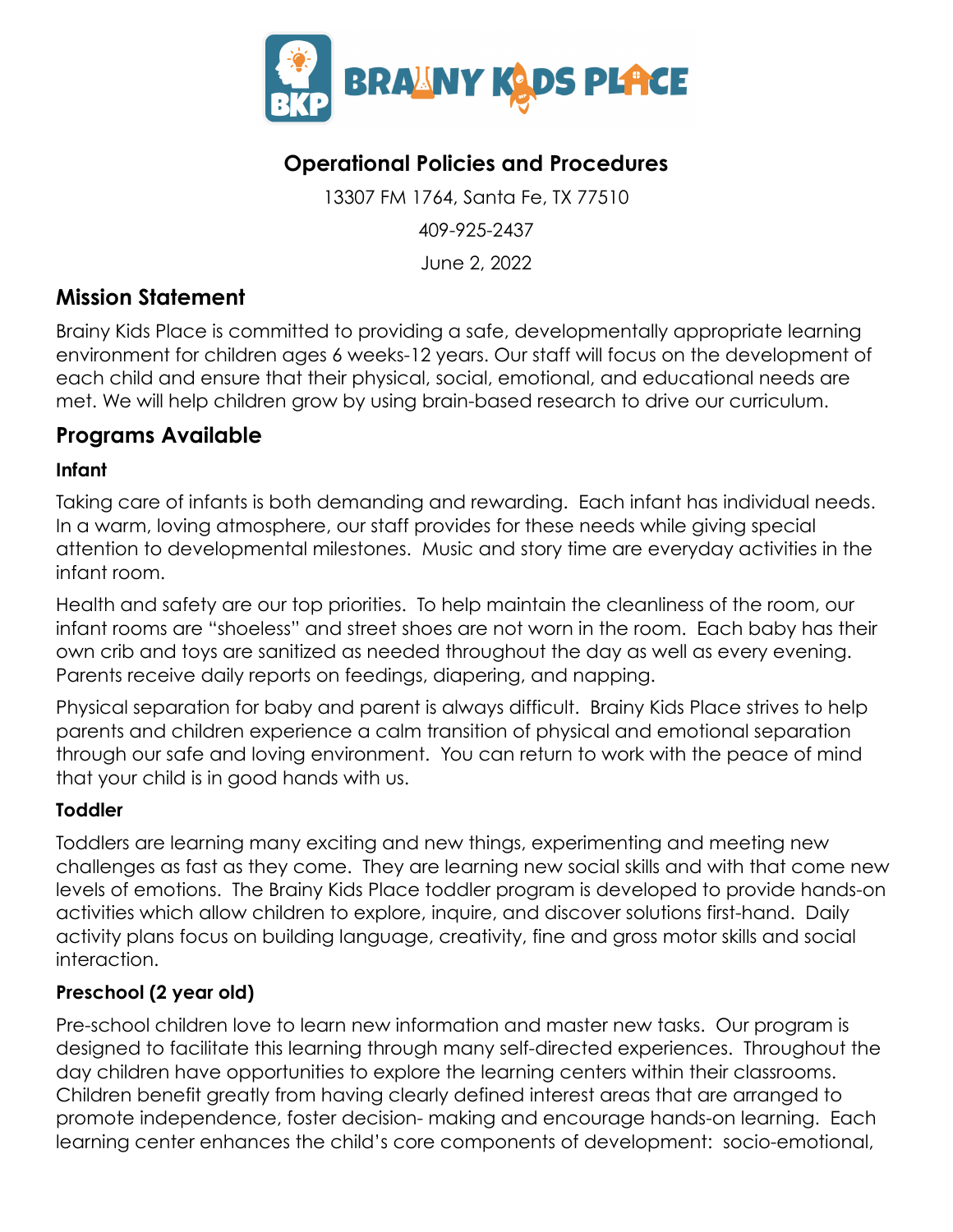# BRAINY KIDS PLACE

## Operational Policies and Procedures

13307 FM 1764, Santa Fe, TX 77510

409-925-2437

June 2, 2022

## Mission Statement

Brainy Kids Place is committed to providing a safe, developmentally appropriate learning environment for children ages 6 weeks-12 years. Our staff will focus on the development of each child and ensure that their physical, social, emotional, and educational needs are met. We will help children grow by using brain-based research to drive our curriculum.

## Programs Available

### Infant

Taking care of infants is both demanding and rewarding. Each infant has individual needs. In a warm, loving atmosphere, our staff provides for these needs while giving special attention to developmental milestones. Music and story time are everyday activities in the infant room.

Health and safety are our top priorities. To help maintain the cleanliness of the room, our infant rooms are "shoeless" and street shoes are not worn in the room. Each baby has their own crib and toys are sanitized as needed throughout the day as well as every evening. Parents receive daily reports on feedings, diapering, and napping.

Physical separation for baby and parent is always difficult. Brainy Kids Place strives to help parents and children experience a calm transition of physical and emotional separation through our safe and loving environment. You can return to work with the peace of mind that your child is in good hands with us.

### Toddler

Toddlers are learning many exciting and new things, experimenting and meeting new challenges as fast as they come. They are learning new social skills and with that come new levels of emotions. The Brainy Kids Place toddler program is developed to provide hands-on activities which allow children to explore, inquire, and discover solutions first-hand. Daily activity plans focus on building language, creativity, fine and gross motor skills and social interaction.

### Preschool (2 year old)

Pre-school children love to learn new information and master new tasks. Our program is designed to facilitate this learning through many self-directed experiences. Throughout the day children have opportunities to explore the learning centers within their classrooms. Children benefit greatly from having clearly defined interest areas that are arranged to promote independence, foster decision- making and encourage hands-on learning. Each learning center enhances the child's core components of development: socio-emotional,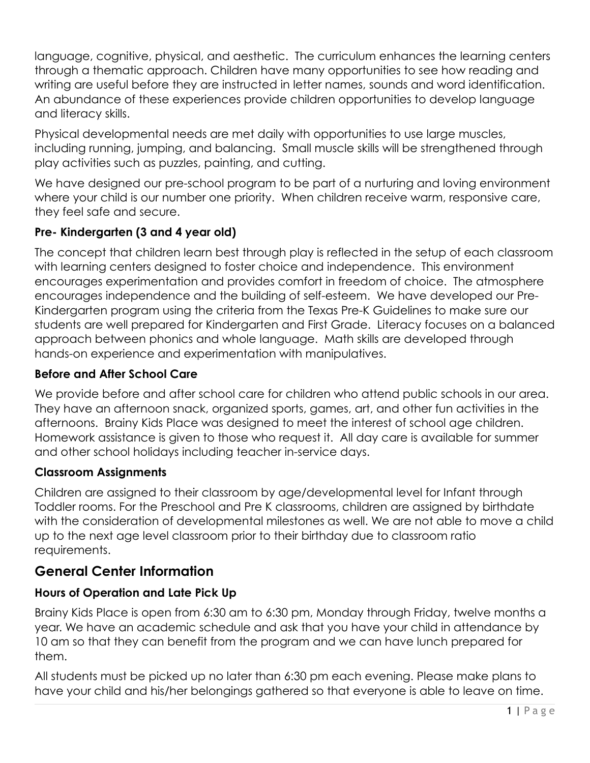language, cognitive, physical, and aesthetic. The curriculum enhances the learning centers through a thematic approach. Children have many opportunities to see how reading and writing are useful before they are instructed in letter names, sounds and word identification. An abundance of these experiences provide children opportunities to develop language and literacy skills.

Physical developmental needs are met daily with opportunities to use large muscles, including running, jumping, and balancing. Small muscle skills will be strengthened through play activities such as puzzles, painting, and cutting.

We have designed our pre-school program to be part of a nurturing and loving environment where your child is our number one priority. When children receive warm, responsive care, they feel safe and secure.

### Pre- Kindergarten (3 and 4 year old)

The concept that children learn best through play is reflected in the setup of each classroom with learning centers designed to foster choice and independence. This environment encourages experimentation and provides comfort in freedom of choice. The atmosphere encourages independence and the building of self-esteem. We have developed our Pre-Kindergarten program using the criteria from the Texas Pre-K Guidelines to make sure our students are well prepared for Kindergarten and First Grade. Literacy focuses on a balanced approach between phonics and whole language. Math skills are developed through hands-on experience and experimentation with manipulatives.

### Before and After School Care

We provide before and after school care for children who attend public schools in our area. They have an afternoon snack, organized sports, games, art, and other fun activities in the afternoons. Brainy Kids Place was designed to meet the interest of school age children. Homework assistance is given to those who request it. All day care is available for summer and other school holidays including teacher in-service days.

### Classroom Assignments

Children are assigned to their classroom by age/developmental level for Infant through Toddler rooms. For the Preschool and Pre K classrooms, children are assigned by birthdate with the consideration of developmental milestones as well. We are not able to move a child up to the next age level classroom prior to their birthday due to classroom ratio requirements.

## General Center Information

### Hours of Operation and Late Pick Up

Brainy Kids Place is open from 6:30 am to 6:30 pm, Monday through Friday, twelve months a year. We have an academic schedule and ask that you have your child in attendance by 10 am so that they can benefit from the program and we can have lunch prepared for them.

All students must be picked up no later than 6:30 pm each evening. Please make plans to have your child and his/her belongings gathered so that everyone is able to leave on time.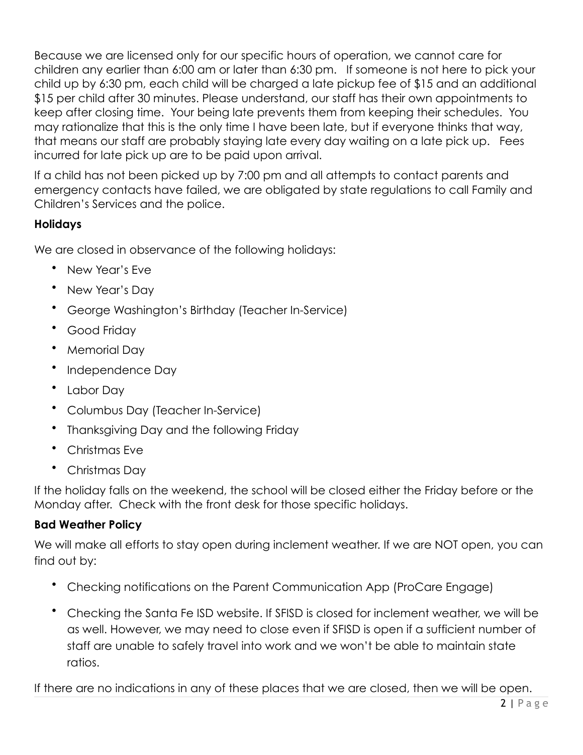Because we are licensed only for our specific hours of operation, we cannot care for children any earlier than 6:00 am or later than 6:30 pm. If someone is not here to pick your child up by 6:30 pm, each child will be charged a late pickup fee of $15 and an additional $15 per child after 30 minutes. Please understand, our staff has their own appointments to keep after closing time. Your being late prevents them from keeping their schedules. You may rationalize that this is the only time I have been late, but if everyone thinks that way, that means our staff are probably staying late every day waiting on a late pick up. Fees incurred for late pick up are to be paid upon arrival.

If a child has not been picked up by 7:00 pm and all attempts to contact parents and emergency contacts have failed, we are obligated by state regulations to call Family and Children's Services and the police.

**Holidays**

We are closed in observance of the following holidays:

- New Year's Eve
- New Year's Day
- George Washington's Birthday (Teacher In-Service)
- Good Friday
- Memorial Day
- Independence Day
- Labor Day
- Columbus Day (Teacher In-Service)
- Thanksgiving Day and the following Friday
- Christmas Eve
- Christmas Day

If the holiday falls on the weekend, the school will be closed either the Friday before or the Monday after. Check with the front desk for those specific holidays.

**Bad Weather Policy**

We will make all efforts to stay open during inclement weather. If we are NOT open, you can find out by:

- Checking notifications on the Parent Communication App (ProCare Engage)
- Checking the Santa Fe ISD website. If SFISD is closed for inclement weather, we will be as well. However, we may need to close even if SFISD is open if a sufficient number of staff are unable to safely travel into work and we won't be able to maintain state ratios.

If there are no indications in any of these places that we are closed, then we will be open.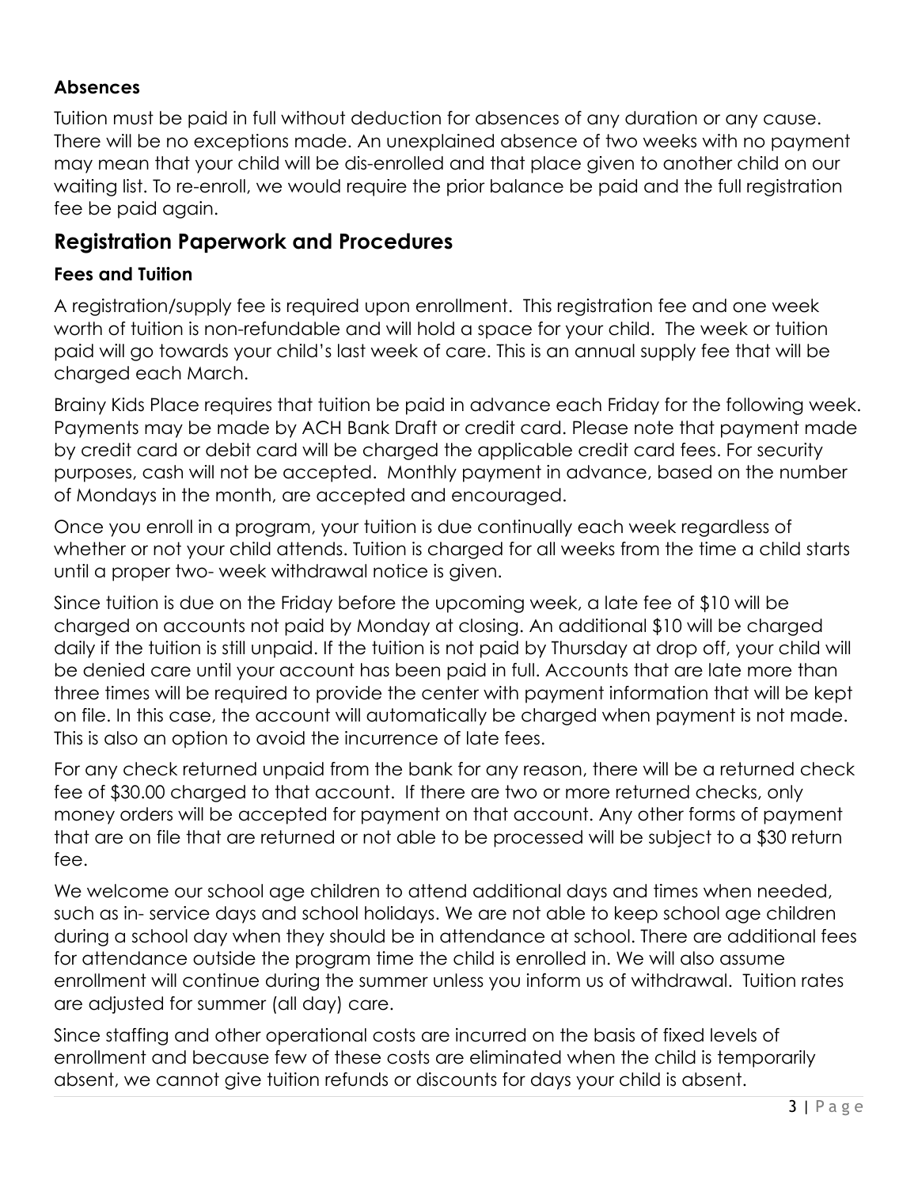### Absences

Tuition must be paid in full without deduction for absences of any duration or any cause. There will be no exceptions made. An unexplained absence of two weeks with no payment may mean that your child will be dis-enrolled and that place given to another child on our waiting list. To re-enroll, we would require the prior balance be paid and the full registration fee be paid again.

## Registration Paperwork and Procedures

### Fees and Tuition

A registration/supply fee is required upon enrollment. This registration fee and one week worth of tuition is non-refundable and will hold a space for your child. The week or tuition paid will go towards your child's last week of care. This is an annual supply fee that will be charged each March.

Brainy Kids Place requires that tuition be paid in advance each Friday for the following week. Payments may be made by ACH Bank Draft or credit card. Please note that payment made by credit card or debit card will be charged the applicable credit card fees. For security purposes, cash will not be accepted. Monthly payment in advance, based on the number of Mondays in the month, are accepted and encouraged.

Once you enroll in a program, your tuition is due continually each week regardless of whether or not your child attends. Tuition is charged for all weeks from the time a child starts until a proper two- week withdrawal notice is given.

Since tuition is due on the Friday before the upcoming week, a late fee of $10 will be charged on accounts not paid by Monday at closing. An additional $10 will be charged daily if the tuition is still unpaid. If the tuition is not paid by Thursday at drop off, your child will be denied care until your account has been paid in full. Accounts that are late more than three times will be required to provide the center with payment information that will be kept on file. In this case, the account will automatically be charged when payment is not made. This is also an option to avoid the incurrence of late fees.

For any check returned unpaid from the bank for any reason, there will be a returned check fee of $30.00 charged to that account. If there are two or more returned checks, only money orders will be accepted for payment on that account. Any other forms of payment that are on file that are returned or not able to be processed will be subject to a $30 return fee.

We welcome our school age children to attend additional days and times when needed, such as in- service days and school holidays. We are not able to keep school age children during a school day when they should be in attendance at school. There are additional fees for attendance outside the program time the child is enrolled in. We will also assume enrollment will continue during the summer unless you inform us of withdrawal. Tuition rates are adjusted for summer (all day) care.

Since staffing and other operational costs are incurred on the basis of fixed levels of enrollment and because few of these costs are eliminated when the child is temporarily absent, we cannot give tuition refunds or discounts for days your child is absent.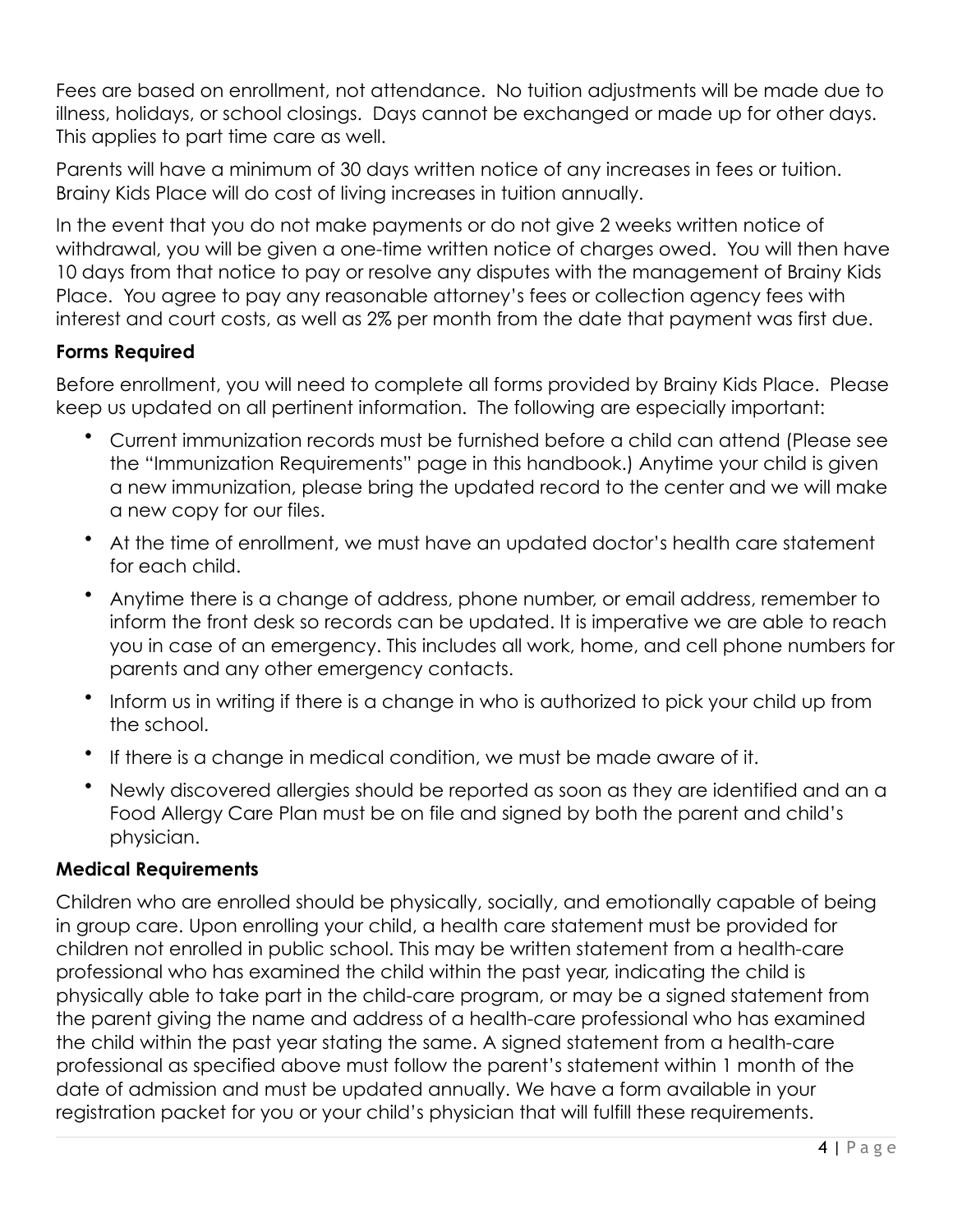Fees are based on enrollment, not attendance. No tuition adjustments will be made due to illness, holidays, or school closings. Days cannot be exchanged or made up for other days. This applies to part time care as well.

Parents will have a minimum of 30 days written notice of any increases in fees or tuition. Brainy Kids Place will do cost of living increases in tuition annually.

In the event that you do not make payments or do not give 2 weeks written notice of withdrawal, you will be given a one-time written notice of charges owed. You will then have 10 days from that notice to pay or resolve any disputes with the management of Brainy Kids Place. You agree to pay any reasonable attorney's fees or collection agency fees with interest and court costs, as well as 2% per month from the date that payment was first due.

**Forms Required**

Before enrollment, you will need to complete all forms provided by Brainy Kids Place. Please keep us updated on all pertinent information. The following are especially important:

- Current immunization records must be furnished before a child can attend (Please see the "Immunization Requirements" page in this handbook.) Anytime your child is given a new immunization, please bring the updated record to the center and we will make a new copy for our files.
- At the time of enrollment, we must have an updated doctor's health care statement for each child.
- Anytime there is a change of address, phone number, or email address, remember to inform the front desk so records can be updated. It is imperative we are able to reach you in case of an emergency. This includes all work, home, and cell phone numbers for parents and any other emergency contacts.
- Inform us in writing if there is a change in who is authorized to pick your child up from the school.
- If there is a change in medical condition, we must be made aware of it.
- Newly discovered allergies should be reported as soon as they are identified and an a Food Allergy Care Plan must be on file and signed by both the parent and child's physician.

**Medical Requirements**

Children who are enrolled should be physically, socially, and emotionally capable of being in group care. Upon enrolling your child, a health care statement must be provided for children not enrolled in public school. This may be written statement from a health-care professional who has examined the child within the past year, indicating the child is physically able to take part in the child-care program, or may be a signed statement from the parent giving the name and address of a health-care professional who has examined the child within the past year stating the same. A signed statement from a health-care professional as specified above must follow the parent's statement within 1 month of the date of admission and must be updated annually. We have a form available in your registration packet for you or your child's physician that will fulfill these requirements.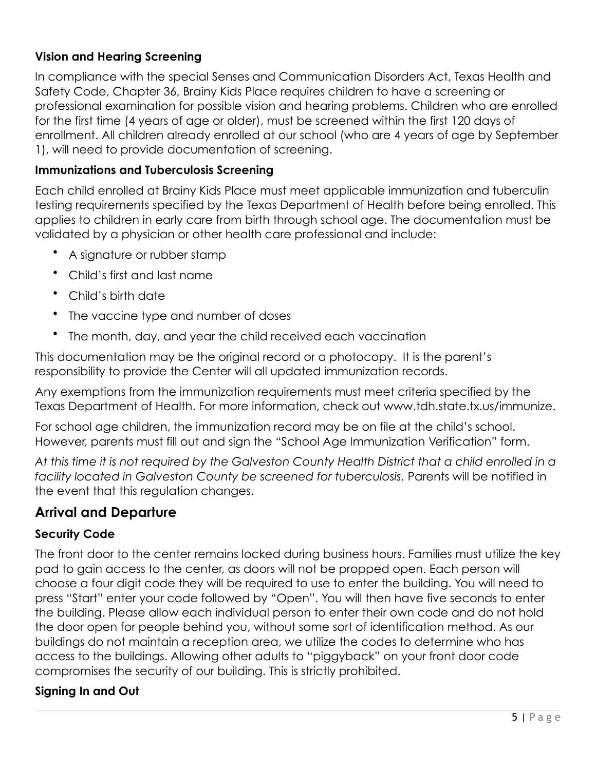### Vision and Hearing Screening

In compliance with the special Senses and Communication Disorders Act, Texas Health and Safety Code, Chapter 36, Brainy Kids Place requires children to have a screening or professional examination for possible vision and hearing problems. Children who are enrolled for the first time (4 years of age or older), must be screened within the first 120 days of enrollment. All children already enrolled at our school (who are 4 years of age by September 1), will need to provide documentation of screening.

### Immunizations and Tuberculosis Screening

Each child enrolled at Brainy Kids Place must meet applicable immunization and tuberculin testing requirements specified by the Texas Department of Health before being enrolled. This applies to children in early care from birth through school age. The documentation must be validated by a physician or other health care professional and include:

- A signature or rubber stamp
- Child's first and last name
- Child's birth date
- The vaccine type and number of doses
- The month, day, and year the child received each vaccination

This documentation may be the original record or a photocopy. It is the parent's responsibility to provide the Center will all updated immunization records.

Any exemptions from the immunization requirements must meet criteria specified by the Texas Department of Health. For more information, check out www.tdh.state.tx.us/immunize.

For school age children, the immunization record may be on file at the child's school. However, parents must fill out and sign the "School Age Immunization Verification" form.

*At this time it is not required by the Galveston County Health District that a child enrolled in a facility located in Galveston County be screened for tuberculosis.* Parents will be notified in the event that this regulation changes.

## Arrival and Departure

### Security Code

The front door to the center remains locked during business hours. Families must utilize the key pad to gain access to the center, as doors will not be propped open. Each person will choose a four digit code they will be required to use to enter the building. You will need to press "Start" enter your code followed by "Open". You will then have five seconds to enter the building. Please allow each individual person to enter their own code and do not hold the door open for people behind you, without some sort of identification method. As our buildings do not maintain a reception area, we utilize the codes to determine who has access to the buildings. Allowing other adults to "piggyback" on your front door code compromises the security of our building. This is strictly prohibited.

### Signing In and Out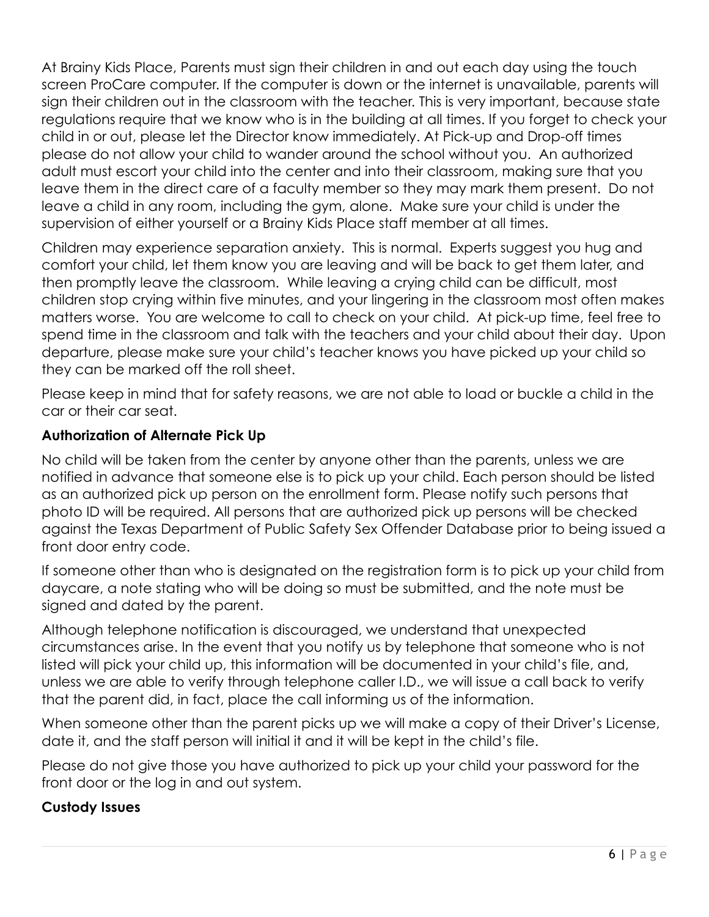At Brainy Kids Place, Parents must sign their children in and out each day using the touch screen ProCare computer. If the computer is down or the internet is unavailable, parents will sign their children out in the classroom with the teacher. This is very important, because state regulations require that we know who is in the building at all times. If you forget to check your child in or out, please let the Director know immediately. At Pick-up and Drop-off times please do not allow your child to wander around the school without you. An authorized adult must escort your child into the center and into their classroom, making sure that you leave them in the direct care of a faculty member so they may mark them present. Do not leave a child in any room, including the gym, alone. Make sure your child is under the supervision of either yourself or a Brainy Kids Place staff member at all times.

Children may experience separation anxiety. This is normal. Experts suggest you hug and comfort your child, let them know you are leaving and will be back to get them later, and then promptly leave the classroom. While leaving a crying child can be difficult, most children stop crying within five minutes, and your lingering in the classroom most often makes matters worse. You are welcome to call to check on your child. At pick-up time, feel free to spend time in the classroom and talk with the teachers and your child about their day. Upon departure, please make sure your child's teacher knows you have picked up your child so they can be marked off the roll sheet.

Please keep in mind that for safety reasons, we are not able to load or buckle a child in the car or their car seat.

**Authorization of Alternate Pick Up**

No child will be taken from the center by anyone other than the parents, unless we are notified in advance that someone else is to pick up your child. Each person should be listed as an authorized pick up person on the enrollment form. Please notify such persons that photo ID will be required. All persons that are authorized pick up persons will be checked against the Texas Department of Public Safety Sex Offender Database prior to being issued a front door entry code.

If someone other than who is designated on the registration form is to pick up your child from daycare, a note stating who will be doing so must be submitted, and the note must be signed and dated by the parent.

Although telephone notification is discouraged, we understand that unexpected circumstances arise. In the event that you notify us by telephone that someone who is not listed will pick your child up, this information will be documented in your child's file, and, unless we are able to verify through telephone caller I.D., we will issue a call back to verify that the parent did, in fact, place the call informing us of the information.

When someone other than the parent picks up we will make a copy of their Driver's License, date it, and the staff person will initial it and it will be kept in the child's file.

Please do not give those you have authorized to pick up your child your password for the front door or the log in and out system.

**Custody Issues**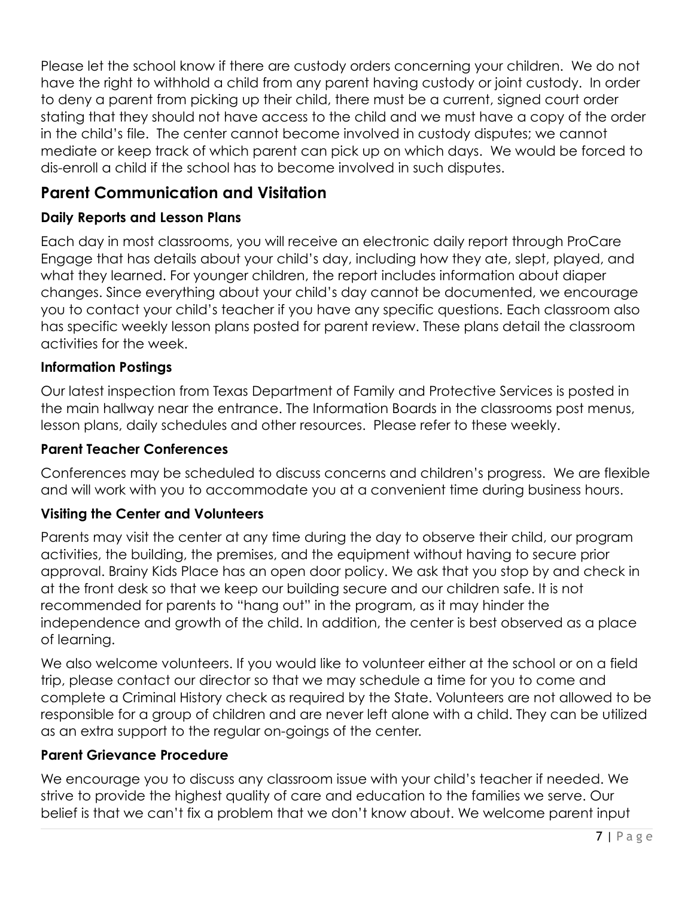Please let the school know if there are custody orders concerning your children. We do not have the right to withhold a child from any parent having custody or joint custody. In order to deny a parent from picking up their child, there must be a current, signed court order stating that they should not have access to the child and we must have a copy of the order in the child's file. The center cannot become involved in custody disputes; we cannot mediate or keep track of which parent can pick up on which days. We would be forced to dis-enroll a child if the school has to become involved in such disputes.

## Parent Communication and Visitation

### Daily Reports and Lesson Plans

Each day in most classrooms, you will receive an electronic daily report through ProCare Engage that has details about your child's day, including how they ate, slept, played, and what they learned. For younger children, the report includes information about diaper changes. Since everything about your child's day cannot be documented, we encourage you to contact your child's teacher if you have any specific questions. Each classroom also has specific weekly lesson plans posted for parent review. These plans detail the classroom activities for the week.

### Information Postings

Our latest inspection from Texas Department of Family and Protective Services is posted in the main hallway near the entrance. The Information Boards in the classrooms post menus, lesson plans, daily schedules and other resources. Please refer to these weekly.

### Parent Teacher Conferences

Conferences may be scheduled to discuss concerns and children's progress. We are flexible and will work with you to accommodate you at a convenient time during business hours.

### Visiting the Center and Volunteers

Parents may visit the center at any time during the day to observe their child, our program activities, the building, the premises, and the equipment without having to secure prior approval. Brainy Kids Place has an open door policy. We ask that you stop by and check in at the front desk so that we keep our building secure and our children safe. It is not recommended for parents to "hang out" in the program, as it may hinder the independence and growth of the child. In addition, the center is best observed as a place of learning.

We also welcome volunteers. If you would like to volunteer either at the school or on a field trip, please contact our director so that we may schedule a time for you to come and complete a Criminal History check as required by the State. Volunteers are not allowed to be responsible for a group of children and are never left alone with a child. They can be utilized as an extra support to the regular on-goings of the center.

### Parent Grievance Procedure

We encourage you to discuss any classroom issue with your child's teacher if needed. We strive to provide the highest quality of care and education to the families we serve. Our belief is that we can't fix a problem that we don't know about. We welcome parent input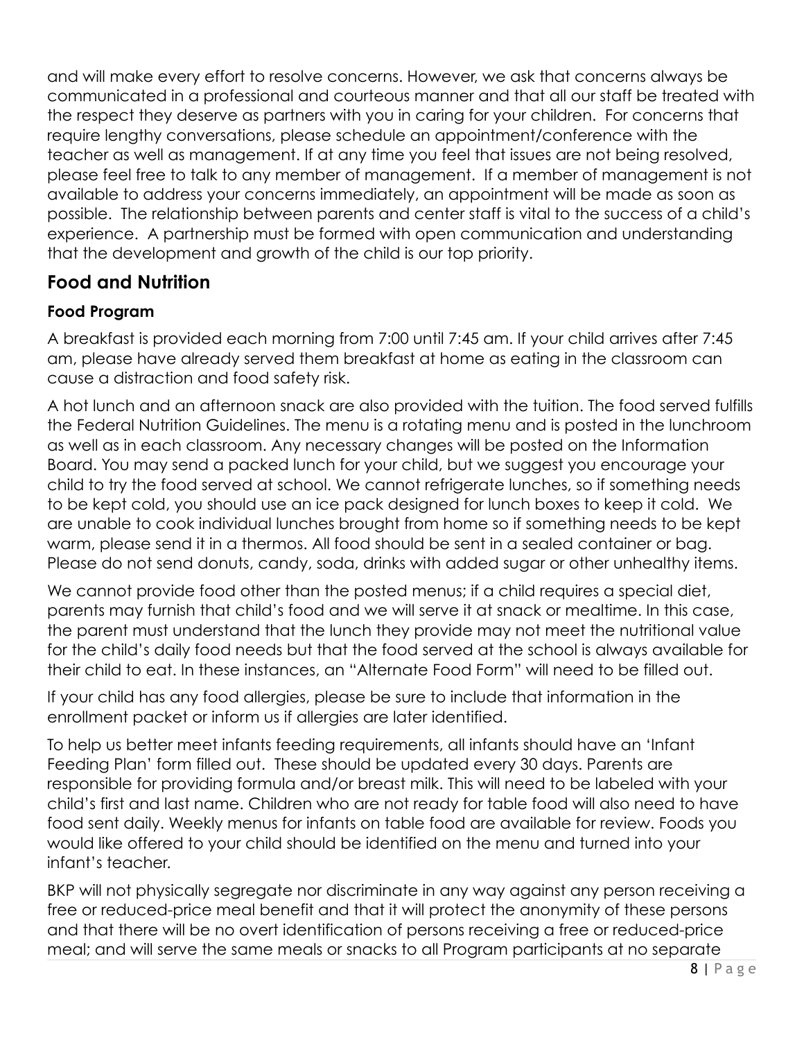and will make every effort to resolve concerns. However, we ask that concerns always be communicated in a professional and courteous manner and that all our staff be treated with the respect they deserve as partners with you in caring for your children. For concerns that require lengthy conversations, please schedule an appointment/conference with the teacher as well as management. If at any time you feel that issues are not being resolved, please feel free to talk to any member of management. If a member of management is not available to address your concerns immediately, an appointment will be made as soon as possible. The relationship between parents and center staff is vital to the success of a child's experience. A partnership must be formed with open communication and understanding that the development and growth of the child is our top priority.

## Food and Nutrition

### Food Program

A breakfast is provided each morning from 7:00 until 7:45 am. If your child arrives after 7:45 am, please have already served them breakfast at home as eating in the classroom can cause a distraction and food safety risk.

A hot lunch and an afternoon snack are also provided with the tuition. The food served fulfills the Federal Nutrition Guidelines. The menu is a rotating menu and is posted in the lunchroom as well as in each classroom. Any necessary changes will be posted on the Information Board. You may send a packed lunch for your child, but we suggest you encourage your child to try the food served at school. We cannot refrigerate lunches, so if something needs to be kept cold, you should use an ice pack designed for lunch boxes to keep it cold. We are unable to cook individual lunches brought from home so if something needs to be kept warm, please send it in a thermos. All food should be sent in a sealed container or bag. Please do not send donuts, candy, soda, drinks with added sugar or other unhealthy items.

We cannot provide food other than the posted menus; if a child requires a special diet, parents may furnish that child's food and we will serve it at snack or mealtime. In this case, the parent must understand that the lunch they provide may not meet the nutritional value for the child's daily food needs but that the food served at the school is always available for their child to eat. In these instances, an "Alternate Food Form" will need to be filled out.

If your child has any food allergies, please be sure to include that information in the enrollment packet or inform us if allergies are later identified.

To help us better meet infants feeding requirements, all infants should have an 'Infant Feeding Plan' form filled out. These should be updated every 30 days. Parents are responsible for providing formula and/or breast milk. This will need to be labeled with your child's first and last name. Children who are not ready for table food will also need to have food sent daily. Weekly menus for infants on table food are available for review. Foods you would like offered to your child should be identified on the menu and turned into your infant's teacher.

BKP will not physically segregate nor discriminate in any way against any person receiving a free or reduced-price meal benefit and that it will protect the anonymity of these persons and that there will be no overt identification of persons receiving a free or reduced-price meal; and will serve the same meals or snacks to all Program participants at no separate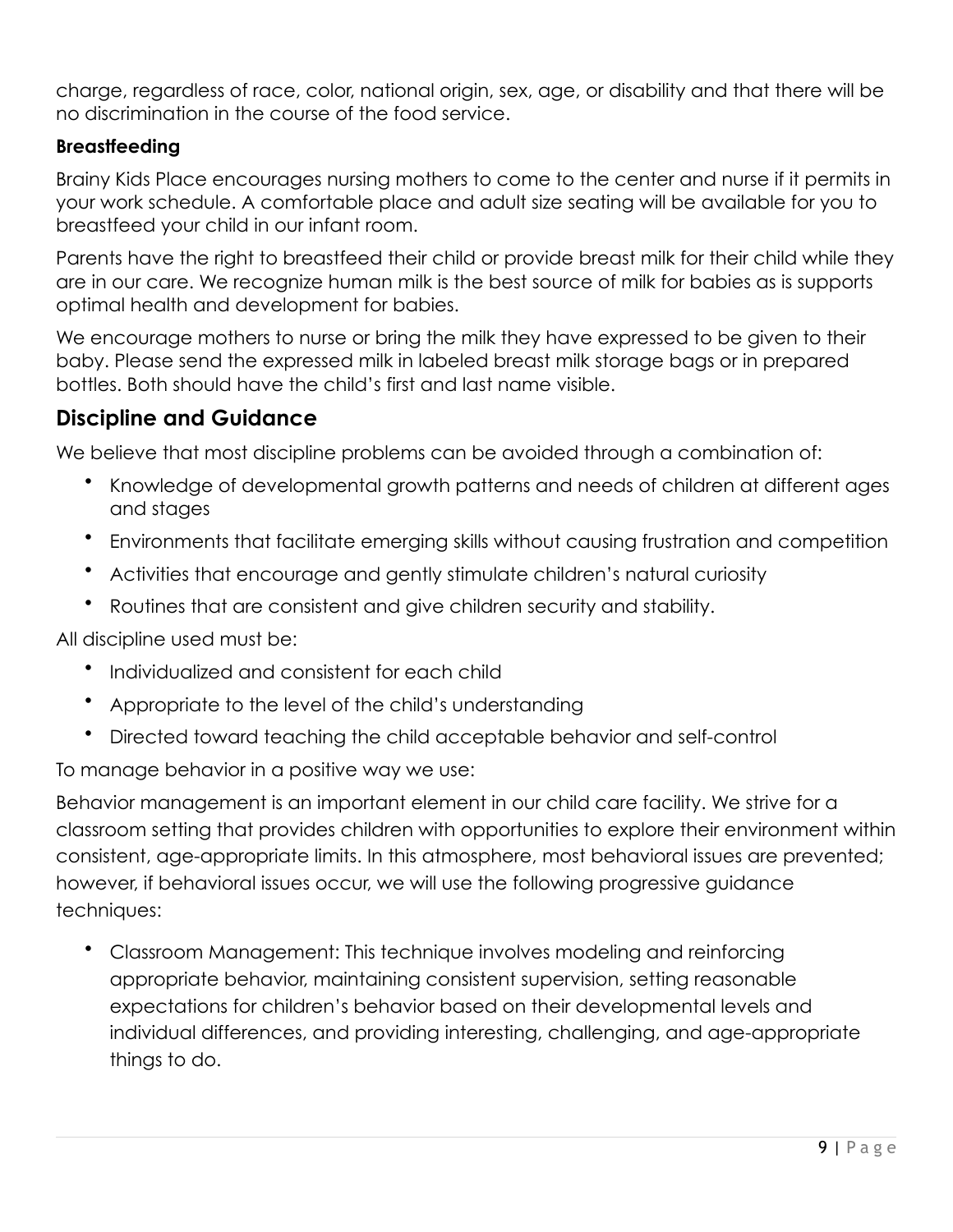charge, regardless of race, color, national origin, sex, age, or disability and that there will be no discrimination in the course of the food service.

**Breastfeeding**

Brainy Kids Place encourages nursing mothers to come to the center and nurse if it permits in your work schedule. A comfortable place and adult size seating will be available for you to breastfeed your child in our infant room.

Parents have the right to breastfeed their child or provide breast milk for their child while they are in our care. We recognize human milk is the best source of milk for babies as is supports optimal health and development for babies.

We encourage mothers to nurse or bring the milk they have expressed to be given to their baby. Please send the expressed milk in labeled breast milk storage bags or in prepared bottles. Both should have the child's first and last name visible.

## Discipline and Guidance

We believe that most discipline problems can be avoided through a combination of:

- Knowledge of developmental growth patterns and needs of children at different ages and stages
- Environments that facilitate emerging skills without causing frustration and competition
- Activities that encourage and gently stimulate children's natural curiosity
- Routines that are consistent and give children security and stability.

All discipline used must be:

- Individualized and consistent for each child
- Appropriate to the level of the child's understanding
- Directed toward teaching the child acceptable behavior and self-control

To manage behavior in a positive way we use:

Behavior management is an important element in our child care facility. We strive for a classroom setting that provides children with opportunities to explore their environment within consistent, age-appropriate limits. In this atmosphere, most behavioral issues are prevented; however, if behavioral issues occur, we will use the following progressive guidance techniques:

- Classroom Management: This technique involves modeling and reinforcing appropriate behavior, maintaining consistent supervision, setting reasonable expectations for children's behavior based on their developmental levels and individual differences, and providing interesting, challenging, and age-appropriate things to do.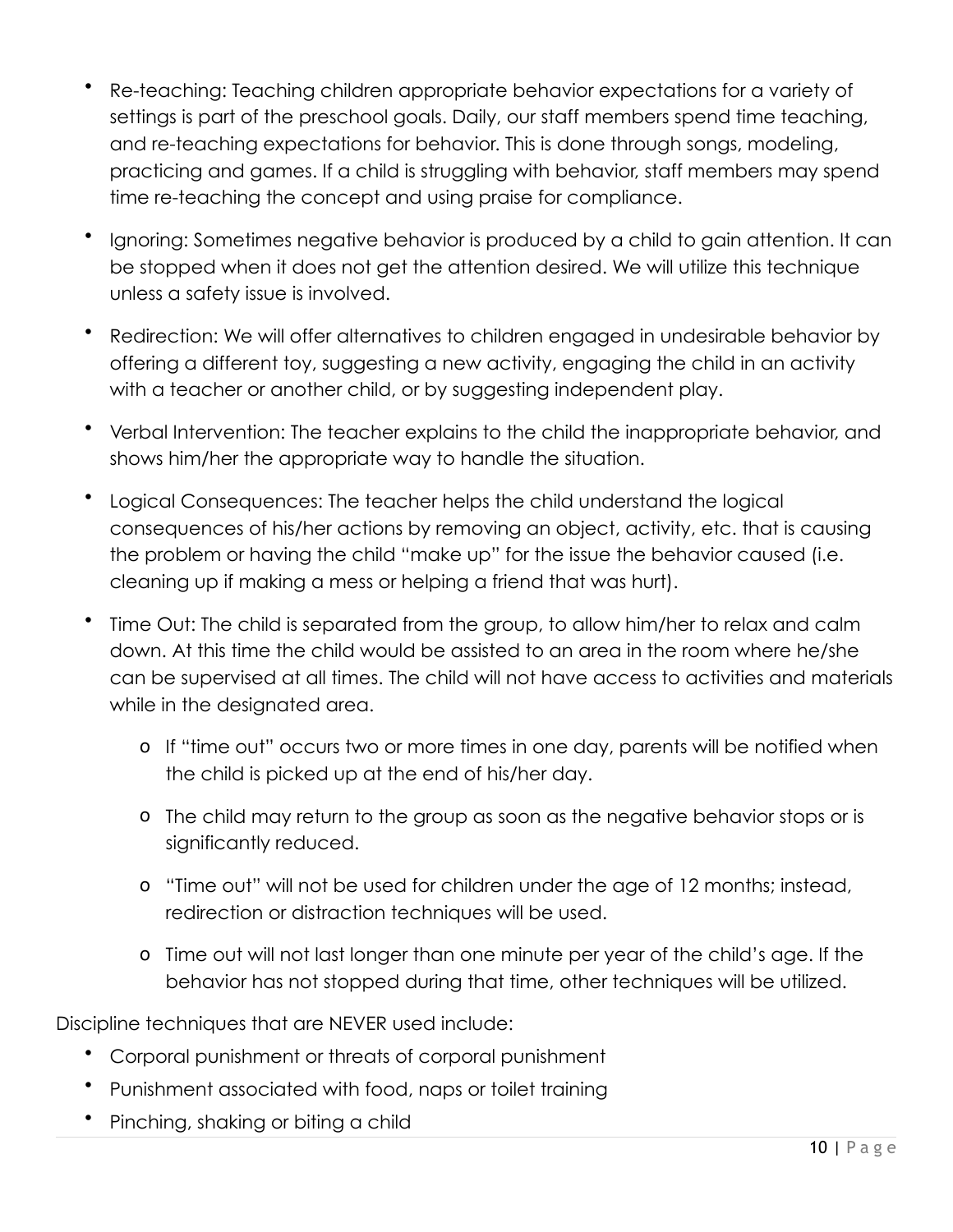- Re-teaching: Teaching children appropriate behavior expectations for a variety of settings is part of the preschool goals. Daily, our staff members spend time teaching, and re-teaching expectations for behavior. This is done through songs, modeling, practicing and games. If a child is struggling with behavior, staff members may spend time re-teaching the concept and using praise for compliance.
- Ignoring: Sometimes negative behavior is produced by a child to gain attention. It can be stopped when it does not get the attention desired. We will utilize this technique unless a safety issue is involved.
- Redirection: We will offer alternatives to children engaged in undesirable behavior by offering a different toy, suggesting a new activity, engaging the child in an activity with a teacher or another child, or by suggesting independent play.
- Verbal Intervention: The teacher explains to the child the inappropriate behavior, and shows him/her the appropriate way to handle the situation.
- Logical Consequences: The teacher helps the child understand the logical consequences of his/her actions by removing an object, activity, etc. that is causing the problem or having the child "make up" for the issue the behavior caused (i.e. cleaning up if making a mess or helping a friend that was hurt).
- Time Out: The child is separated from the group, to allow him/her to relax and calm down. At this time the child would be assisted to an area in the room where he/she can be supervised at all times. The child will not have access to activities and materials while in the designated area.
  - If "time out" occurs two or more times in one day, parents will be notified when the child is picked up at the end of his/her day.
  - The child may return to the group as soon as the negative behavior stops or is significantly reduced.
  - "Time out" will not be used for children under the age of 12 months; instead, redirection or distraction techniques will be used.
  - Time out will not last longer than one minute per year of the child's age. If the behavior has not stopped during that time, other techniques will be utilized.

Discipline techniques that are NEVER used include:

- Corporal punishment or threats of corporal punishment
- Punishment associated with food, naps or toilet training
- Pinching, shaking or biting a child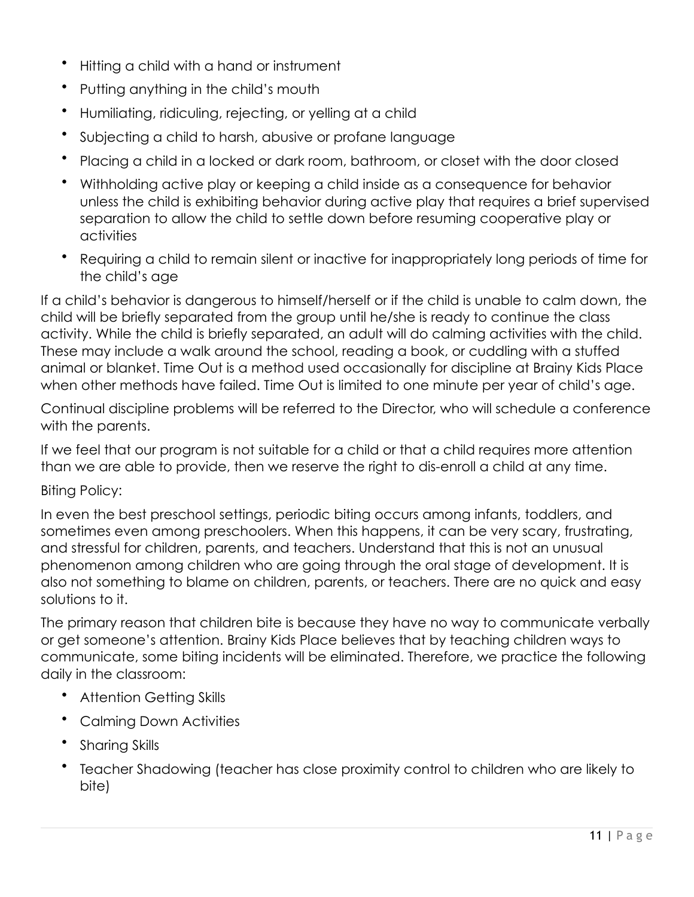- Hitting a child with a hand or instrument
- Putting anything in the child's mouth
- Humiliating, ridiculing, rejecting, or yelling at a child
- Subjecting a child to harsh, abusive or profane language
- Placing a child in a locked or dark room, bathroom, or closet with the door closed
- Withholding active play or keeping a child inside as a consequence for behavior unless the child is exhibiting behavior during active play that requires a brief supervised separation to allow the child to settle down before resuming cooperative play or activities
- Requiring a child to remain silent or inactive for inappropriately long periods of time for the child's age

If a child's behavior is dangerous to himself/herself or if the child is unable to calm down, the child will be briefly separated from the group until he/she is ready to continue the class activity. While the child is briefly separated, an adult will do calming activities with the child. These may include a walk around the school, reading a book, or cuddling with a stuffed animal or blanket. Time Out is a method used occasionally for discipline at Brainy Kids Place when other methods have failed. Time Out is limited to one minute per year of child's age.

Continual discipline problems will be referred to the Director, who will schedule a conference with the parents.

If we feel that our program is not suitable for a child or that a child requires more attention than we are able to provide, then we reserve the right to dis-enroll a child at any time.

Biting Policy:

In even the best preschool settings, periodic biting occurs among infants, toddlers, and sometimes even among preschoolers. When this happens, it can be very scary, frustrating, and stressful for children, parents, and teachers. Understand that this is not an unusual phenomenon among children who are going through the oral stage of development. It is also not something to blame on children, parents, or teachers. There are no quick and easy solutions to it.

The primary reason that children bite is because they have no way to communicate verbally or get someone's attention. Brainy Kids Place believes that by teaching children ways to communicate, some biting incidents will be eliminated. Therefore, we practice the following daily in the classroom:

- Attention Getting Skills
- Calming Down Activities
- Sharing Skills
- Teacher Shadowing (teacher has close proximity control to children who are likely to bite)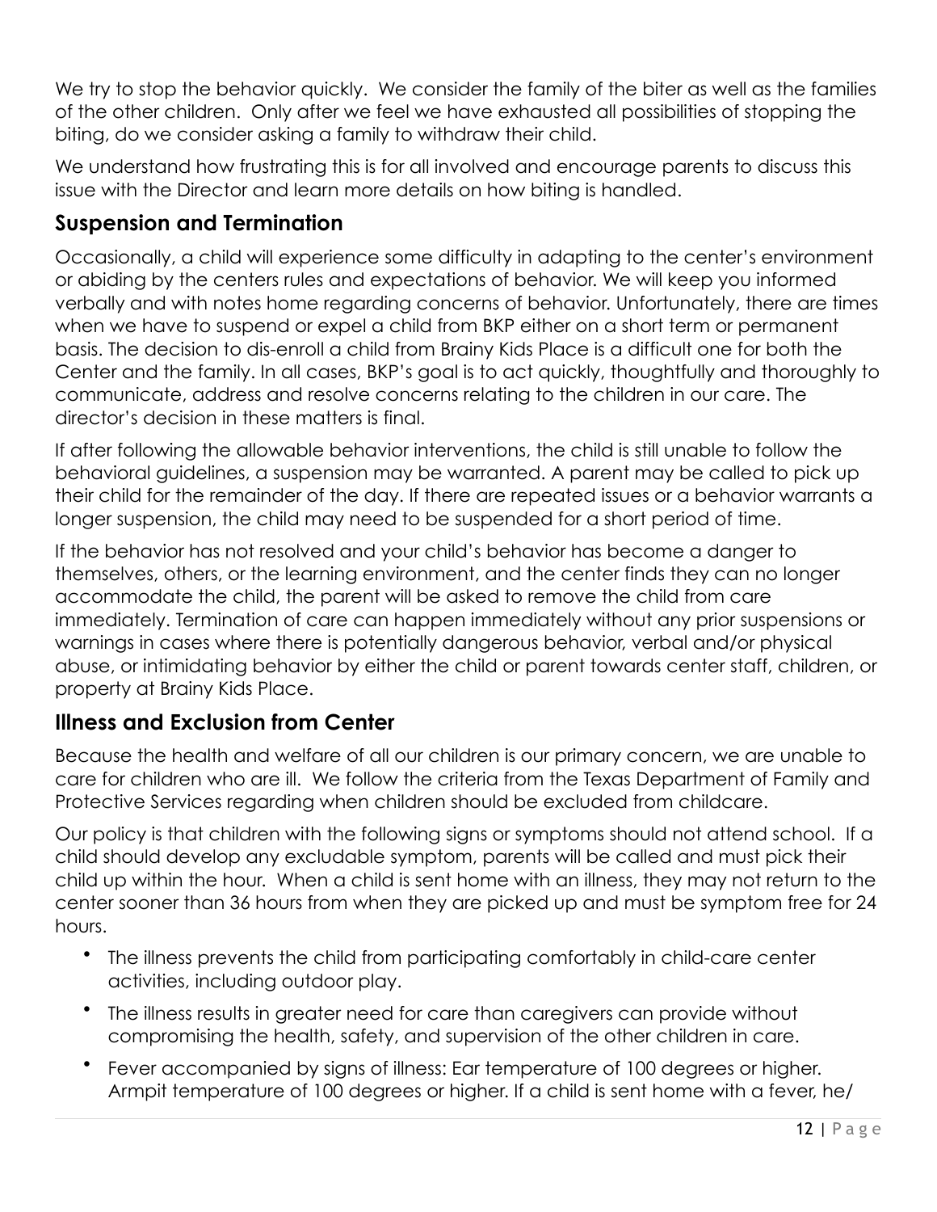We try to stop the behavior quickly. We consider the family of the biter as well as the families of the other children. Only after we feel we have exhausted all possibilities of stopping the biting, do we consider asking a family to withdraw their child.

We understand how frustrating this is for all involved and encourage parents to discuss this issue with the Director and learn more details on how biting is handled.

## Suspension and Termination

Occasionally, a child will experience some difficulty in adapting to the center's environment or abiding by the centers rules and expectations of behavior. We will keep you informed verbally and with notes home regarding concerns of behavior. Unfortunately, there are times when we have to suspend or expel a child from BKP either on a short term or permanent basis. The decision to dis-enroll a child from Brainy Kids Place is a difficult one for both the Center and the family. In all cases, BKP's goal is to act quickly, thoughtfully and thoroughly to communicate, address and resolve concerns relating to the children in our care. The director's decision in these matters is final.

If after following the allowable behavior interventions, the child is still unable to follow the behavioral guidelines, a suspension may be warranted. A parent may be called to pick up their child for the remainder of the day. If there are repeated issues or a behavior warrants a longer suspension, the child may need to be suspended for a short period of time.

If the behavior has not resolved and your child's behavior has become a danger to themselves, others, or the learning environment, and the center finds they can no longer accommodate the child, the parent will be asked to remove the child from care immediately. Termination of care can happen immediately without any prior suspensions or warnings in cases where there is potentially dangerous behavior, verbal and/or physical abuse, or intimidating behavior by either the child or parent towards center staff, children, or property at Brainy Kids Place.

## Illness and Exclusion from Center

Because the health and welfare of all our children is our primary concern, we are unable to care for children who are ill. We follow the criteria from the Texas Department of Family and Protective Services regarding when children should be excluded from childcare.

Our policy is that children with the following signs or symptoms should not attend school. If a child should develop any excludable symptom, parents will be called and must pick their child up within the hour. When a child is sent home with an illness, they may not return to the center sooner than 36 hours from when they are picked up and must be symptom free for 24 hours.

- The illness prevents the child from participating comfortably in child-care center activities, including outdoor play.
- The illness results in greater need for care than caregivers can provide without compromising the health, safety, and supervision of the other children in care.
- Fever accompanied by signs of illness: Ear temperature of 100 degrees or higher. Armpit temperature of 100 degrees or higher. If a child is sent home with a fever, he/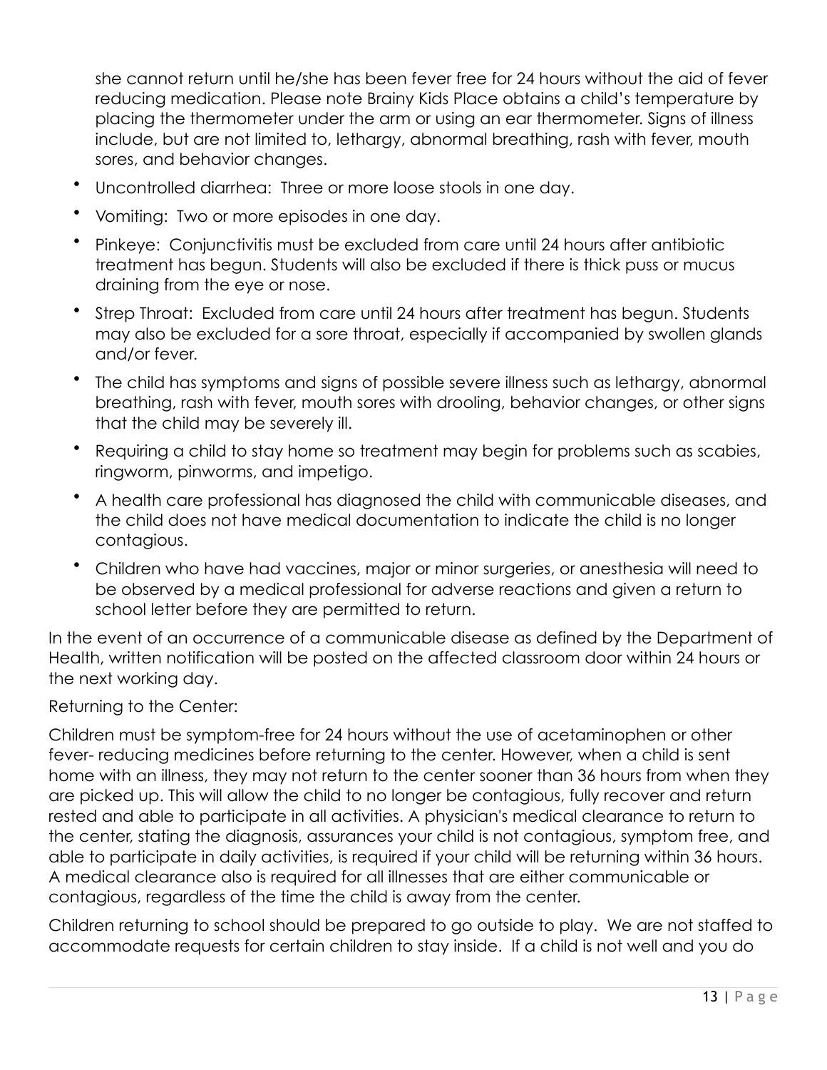she cannot return until he/she has been fever free for 24 hours without the aid of fever reducing medication. Please note Brainy Kids Place obtains a child's temperature by placing the thermometer under the arm or using an ear thermometer. Signs of illness include, but are not limited to, lethargy, abnormal breathing, rash with fever, mouth sores, and behavior changes.

- Uncontrolled diarrhea: Three or more loose stools in one day.
- Vomiting: Two or more episodes in one day.
- Pinkeye: Conjunctivitis must be excluded from care until 24 hours after antibiotic treatment has begun. Students will also be excluded if there is thick puss or mucus draining from the eye or nose.
- Strep Throat: Excluded from care until 24 hours after treatment has begun. Students may also be excluded for a sore throat, especially if accompanied by swollen glands and/or fever.
- The child has symptoms and signs of possible severe illness such as lethargy, abnormal breathing, rash with fever, mouth sores with drooling, behavior changes, or other signs that the child may be severely ill.
- Requiring a child to stay home so treatment may begin for problems such as scabies, ringworm, pinworms, and impetigo.
- A health care professional has diagnosed the child with communicable diseases, and the child does not have medical documentation to indicate the child is no longer contagious.
- Children who have had vaccines, major or minor surgeries, or anesthesia will need to be observed by a medical professional for adverse reactions and given a return to school letter before they are permitted to return.

In the event of an occurrence of a communicable disease as defined by the Department of Health, written notification will be posted on the affected classroom door within 24 hours or the next working day.

Returning to the Center:

Children must be symptom-free for 24 hours without the use of acetaminophen or other fever- reducing medicines before returning to the center. However, when a child is sent home with an illness, they may not return to the center sooner than 36 hours from when they are picked up. This will allow the child to no longer be contagious, fully recover and return rested and able to participate in all activities. A physician's medical clearance to return to the center, stating the diagnosis, assurances your child is not contagious, symptom free, and able to participate in daily activities, is required if your child will be returning within 36 hours. A medical clearance also is required for all illnesses that are either communicable or contagious, regardless of the time the child is away from the center.

Children returning to school should be prepared to go outside to play. We are not staffed to accommodate requests for certain children to stay inside. If a child is not well and you do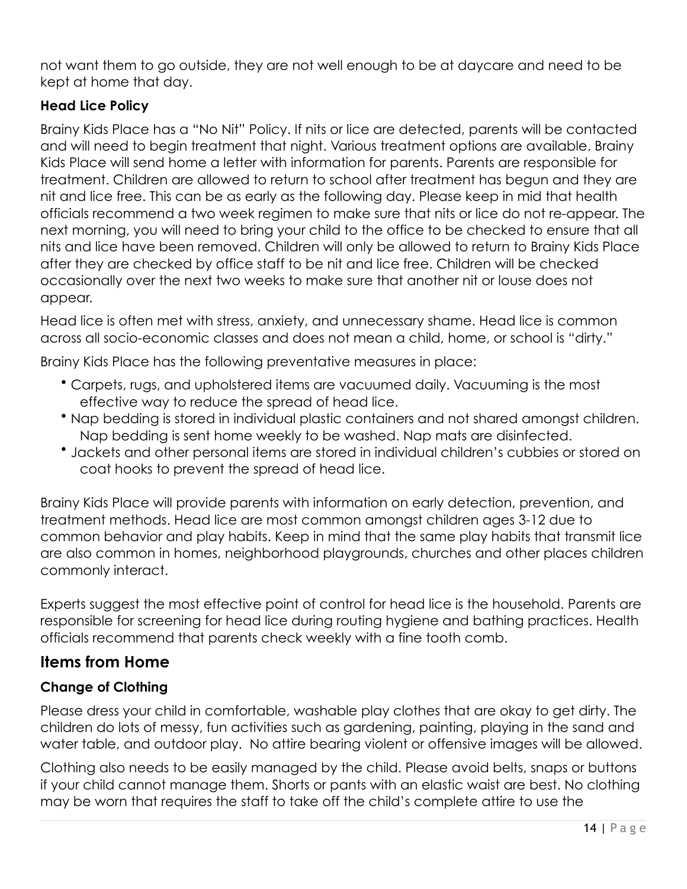not want them to go outside, they are not well enough to be at daycare and need to be kept at home that day.

### Head Lice Policy

Brainy Kids Place has a "No Nit" Policy. If nits or lice are detected, parents will be contacted and will need to begin treatment that night. Various treatment options are available. Brainy Kids Place will send home a letter with information for parents. Parents are responsible for treatment. Children are allowed to return to school after treatment has begun and they are nit and lice free. This can be as early as the following day. Please keep in mid that health officials recommend a two week regimen to make sure that nits or lice do not re-appear. The next morning, you will need to bring your child to the office to be checked to ensure that all nits and lice have been removed. Children will only be allowed to return to Brainy Kids Place after they are checked by office staff to be nit and lice free. Children will be checked occasionally over the next two weeks to make sure that another nit or louse does not appear.

Head lice is often met with stress, anxiety, and unnecessary shame. Head lice is common across all socio-economic classes and does not mean a child, home, or school is "dirty."

Brainy Kids Place has the following preventative measures in place:

- Carpets, rugs, and upholstered items are vacuumed daily. Vacuuming is the most effective way to reduce the spread of head lice.
- Nap bedding is stored in individual plastic containers and not shared amongst children. Nap bedding is sent home weekly to be washed. Nap mats are disinfected.
- Jackets and other personal items are stored in individual children's cubbies or stored on coat hooks to prevent the spread of head lice.

Brainy Kids Place will provide parents with information on early detection, prevention, and treatment methods. Head lice are most common amongst children ages 3-12 due to common behavior and play habits. Keep in mind that the same play habits that transmit lice are also common in homes, neighborhood playgrounds, churches and other places children commonly interact.

Experts suggest the most effective point of control for head lice is the household. Parents are responsible for screening for head lice during routing hygiene and bathing practices. Health officials recommend that parents check weekly with a fine tooth comb.

## Items from Home

### Change of Clothing

Please dress your child in comfortable, washable play clothes that are okay to get dirty. The children do lots of messy, fun activities such as gardening, painting, playing in the sand and water table, and outdoor play. No attire bearing violent or offensive images will be allowed.

Clothing also needs to be easily managed by the child. Please avoid belts, snaps or buttons if your child cannot manage them. Shorts or pants with an elastic waist are best. No clothing may be worn that requires the staff to take off the child's complete attire to use the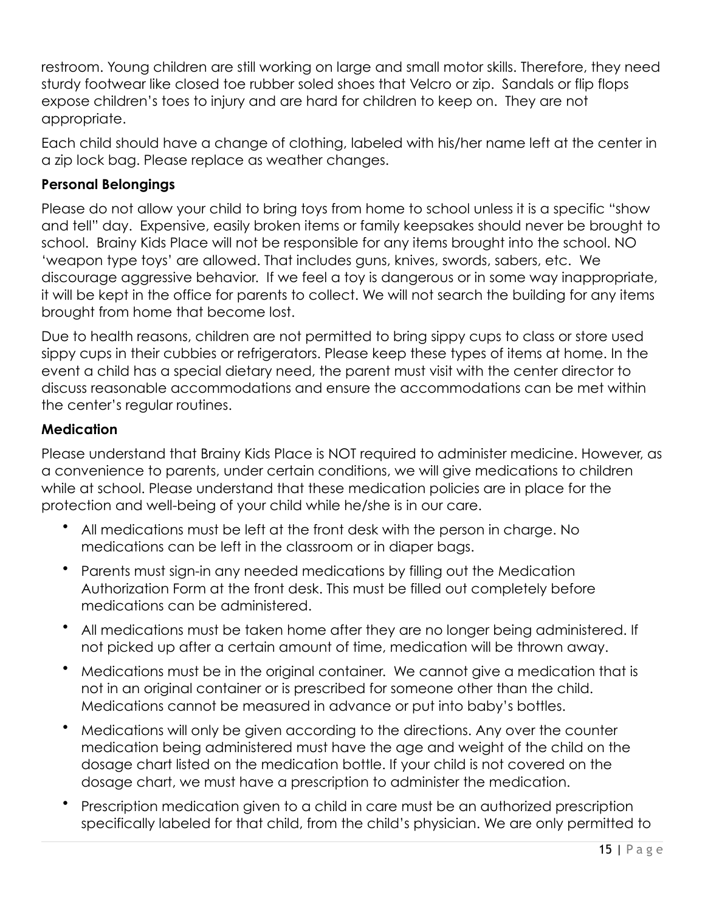restroom. Young children are still working on large and small motor skills. Therefore, they need sturdy footwear like closed toe rubber soled shoes that Velcro or zip. Sandals or flip flops expose children's toes to injury and are hard for children to keep on. They are not appropriate.

Each child should have a change of clothing, labeled with his/her name left at the center in a zip lock bag. Please replace as weather changes.

**Personal Belongings**

Please do not allow your child to bring toys from home to school unless it is a specific "show and tell" day. Expensive, easily broken items or family keepsakes should never be brought to school. Brainy Kids Place will not be responsible for any items brought into the school. NO 'weapon type toys' are allowed. That includes guns, knives, swords, sabers, etc. We discourage aggressive behavior. If we feel a toy is dangerous or in some way inappropriate, it will be kept in the office for parents to collect. We will not search the building for any items brought from home that become lost.

Due to health reasons, children are not permitted to bring sippy cups to class or store used sippy cups in their cubbies or refrigerators. Please keep these types of items at home. In the event a child has a special dietary need, the parent must visit with the center director to discuss reasonable accommodations and ensure the accommodations can be met within the center's regular routines.

**Medication**

Please understand that Brainy Kids Place is NOT required to administer medicine. However, as a convenience to parents, under certain conditions, we will give medications to children while at school. Please understand that these medication policies are in place for the protection and well-being of your child while he/she is in our care.

- All medications must be left at the front desk with the person in charge. No medications can be left in the classroom or in diaper bags.
- Parents must sign-in any needed medications by filling out the Medication Authorization Form at the front desk. This must be filled out completely before medications can be administered.
- All medications must be taken home after they are no longer being administered. If not picked up after a certain amount of time, medication will be thrown away.
- Medications must be in the original container. We cannot give a medication that is not in an original container or is prescribed for someone other than the child. Medications cannot be measured in advance or put into baby's bottles.
- Medications will only be given according to the directions. Any over the counter medication being administered must have the age and weight of the child on the dosage chart listed on the medication bottle. If your child is not covered on the dosage chart, we must have a prescription to administer the medication.
- Prescription medication given to a child in care must be an authorized prescription specifically labeled for that child, from the child's physician. We are only permitted to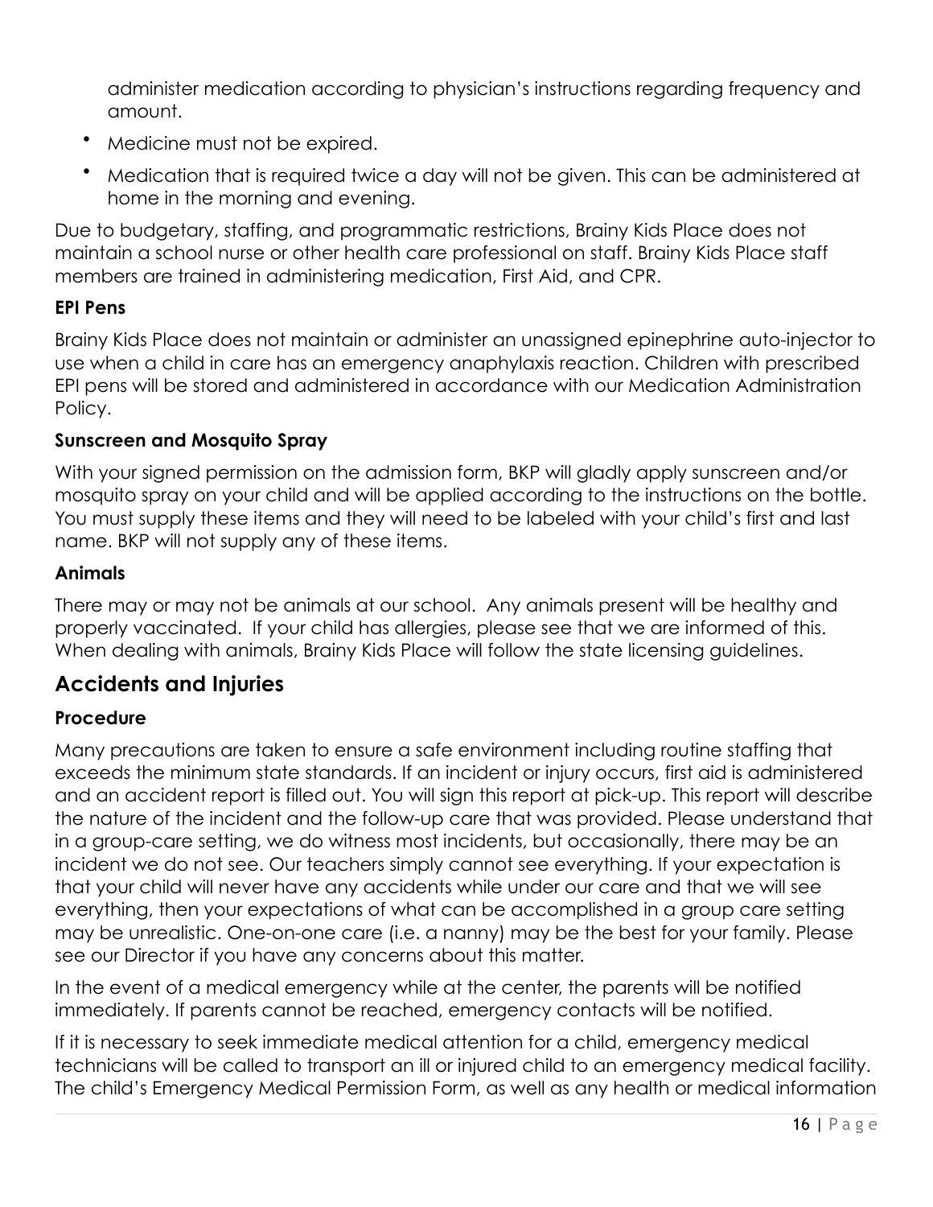administer medication according to physician's instructions regarding frequency and amount.

- Medicine must not be expired.
- Medication that is required twice a day will not be given. This can be administered at home in the morning and evening.

Due to budgetary, staffing, and programmatic restrictions, Brainy Kids Place does not maintain a school nurse or other health care professional on staff. Brainy Kids Place staff members are trained in administering medication, First Aid, and CPR.

### EPI Pens

Brainy Kids Place does not maintain or administer an unassigned epinephrine auto-injector to use when a child in care has an emergency anaphylaxis reaction. Children with prescribed EPI pens will be stored and administered in accordance with our Medication Administration Policy.

### Sunscreen and Mosquito Spray

With your signed permission on the admission form, BKP will gladly apply sunscreen and/or mosquito spray on your child and will be applied according to the instructions on the bottle. You must supply these items and they will need to be labeled with your child's first and last name. BKP will not supply any of these items.

### Animals

There may or may not be animals at our school. Any animals present will be healthy and properly vaccinated. If your child has allergies, please see that we are informed of this. When dealing with animals, Brainy Kids Place will follow the state licensing guidelines.

## Accidents and Injuries

### Procedure

Many precautions are taken to ensure a safe environment including routine staffing that exceeds the minimum state standards. If an incident or injury occurs, first aid is administered and an accident report is filled out. You will sign this report at pick-up. This report will describe the nature of the incident and the follow-up care that was provided. Please understand that in a group-care setting, we do witness most incidents, but occasionally, there may be an incident we do not see. Our teachers simply cannot see everything. If your expectation is that your child will never have any accidents while under our care and that we will see everything, then your expectations of what can be accomplished in a group care setting may be unrealistic. One-on-one care (i.e. a nanny) may be the best for your family. Please see our Director if you have any concerns about this matter.

In the event of a medical emergency while at the center, the parents will be notified immediately. If parents cannot be reached, emergency contacts will be notified.

If it is necessary to seek immediate medical attention for a child, emergency medical technicians will be called to transport an ill or injured child to an emergency medical facility. The child's Emergency Medical Permission Form, as well as any health or medical information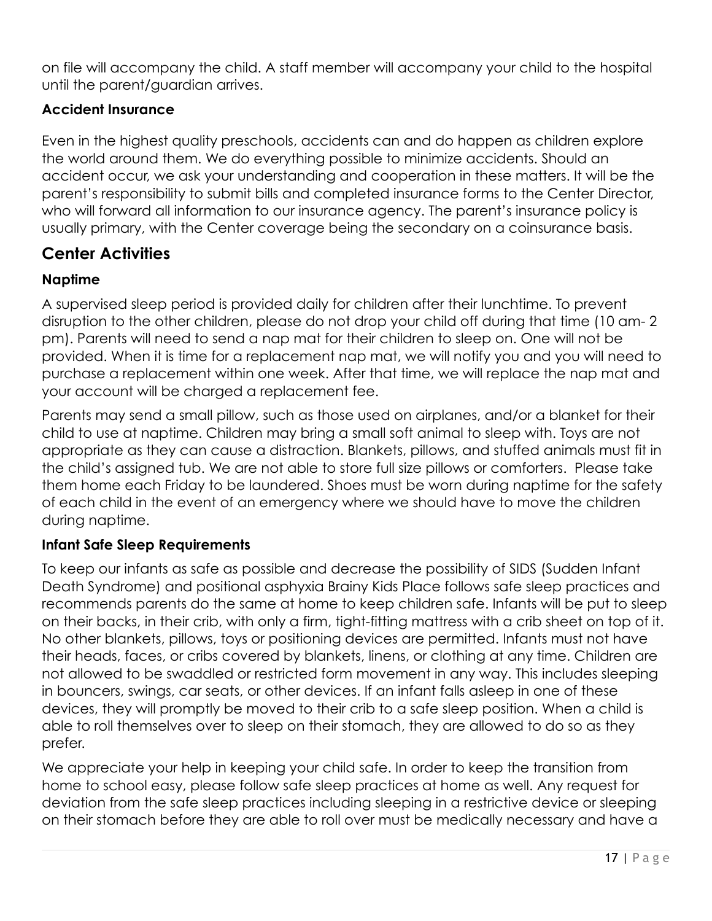on file will accompany the child. A staff member will accompany your child to the hospital until the parent/guardian arrives.

### Accident Insurance

Even in the highest quality preschools, accidents can and do happen as children explore the world around them. We do everything possible to minimize accidents. Should an accident occur, we ask your understanding and cooperation in these matters. It will be the parent's responsibility to submit bills and completed insurance forms to the Center Director, who will forward all information to our insurance agency. The parent's insurance policy is usually primary, with the Center coverage being the secondary on a coinsurance basis.

## Center Activities

### Naptime

A supervised sleep period is provided daily for children after their lunchtime. To prevent disruption to the other children, please do not drop your child off during that time (10 am- 2 pm). Parents will need to send a nap mat for their children to sleep on. One will not be provided. When it is time for a replacement nap mat, we will notify you and you will need to purchase a replacement within one week. After that time, we will replace the nap mat and your account will be charged a replacement fee.

Parents may send a small pillow, such as those used on airplanes, and/or a blanket for their child to use at naptime. Children may bring a small soft animal to sleep with. Toys are not appropriate as they can cause a distraction. Blankets, pillows, and stuffed animals must fit in the child's assigned tub. We are not able to store full size pillows or comforters. Please take them home each Friday to be laundered. Shoes must be worn during naptime for the safety of each child in the event of an emergency where we should have to move the children during naptime.

### Infant Safe Sleep Requirements

To keep our infants as safe as possible and decrease the possibility of SIDS (Sudden Infant Death Syndrome) and positional asphyxia Brainy Kids Place follows safe sleep practices and recommends parents do the same at home to keep children safe. Infants will be put to sleep on their backs, in their crib, with only a firm, tight-fitting mattress with a crib sheet on top of it. No other blankets, pillows, toys or positioning devices are permitted. Infants must not have their heads, faces, or cribs covered by blankets, linens, or clothing at any time. Children are not allowed to be swaddled or restricted form movement in any way. This includes sleeping in bouncers, swings, car seats, or other devices. If an infant falls asleep in one of these devices, they will promptly be moved to their crib to a safe sleep position. When a child is able to roll themselves over to sleep on their stomach, they are allowed to do so as they prefer.

We appreciate your help in keeping your child safe. In order to keep the transition from home to school easy, please follow safe sleep practices at home as well. Any request for deviation from the safe sleep practices including sleeping in a restrictive device or sleeping on their stomach before they are able to roll over must be medically necessary and have a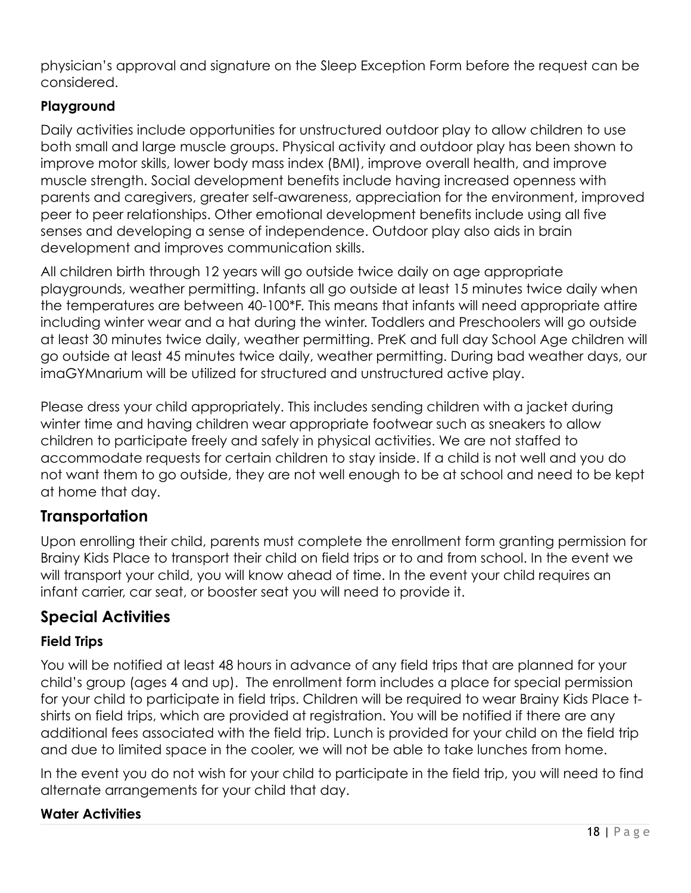physician's approval and signature on the Sleep Exception Form before the request can be considered.

### Playground

Daily activities include opportunities for unstructured outdoor play to allow children to use both small and large muscle groups. Physical activity and outdoor play has been shown to improve motor skills, lower body mass index (BMI), improve overall health, and improve muscle strength. Social development benefits include having increased openness with parents and caregivers, greater self-awareness, appreciation for the environment, improved peer to peer relationships. Other emotional development benefits include using all five senses and developing a sense of independence. Outdoor play also aids in brain development and improves communication skills.

All children birth through 12 years will go outside twice daily on age appropriate playgrounds, weather permitting. Infants all go outside at least 15 minutes twice daily when the temperatures are between 40-100*F. This means that infants will need appropriate attire including winter wear and a hat during the winter. Toddlers and Preschoolers will go outside at least 30 minutes twice daily, weather permitting. PreK and full day School Age children will go outside at least 45 minutes twice daily, weather permitting. During bad weather days, our imaGYMnarium will be utilized for structured and unstructured active play.

Please dress your child appropriately. This includes sending children with a jacket during winter time and having children wear appropriate footwear such as sneakers to allow children to participate freely and safely in physical activities. We are not staffed to accommodate requests for certain children to stay inside. If a child is not well and you do not want them to go outside, they are not well enough to be at school and need to be kept at home that day.

## Transportation

Upon enrolling their child, parents must complete the enrollment form granting permission for Brainy Kids Place to transport their child on field trips or to and from school. In the event we will transport your child, you will know ahead of time. In the event your child requires an infant carrier, car seat, or booster seat you will need to provide it.

## Special Activities

### Field Trips

You will be notified at least 48 hours in advance of any field trips that are planned for your child's group (ages 4 and up). The enrollment form includes a place for special permission for your child to participate in field trips. Children will be required to wear Brainy Kids Place t-shirts on field trips, which are provided at registration. You will be notified if there are any additional fees associated with the field trip. Lunch is provided for your child on the field trip and due to limited space in the cooler, we will not be able to take lunches from home.

In the event you do not wish for your child to participate in the field trip, you will need to find alternate arrangements for your child that day.

### Water Activities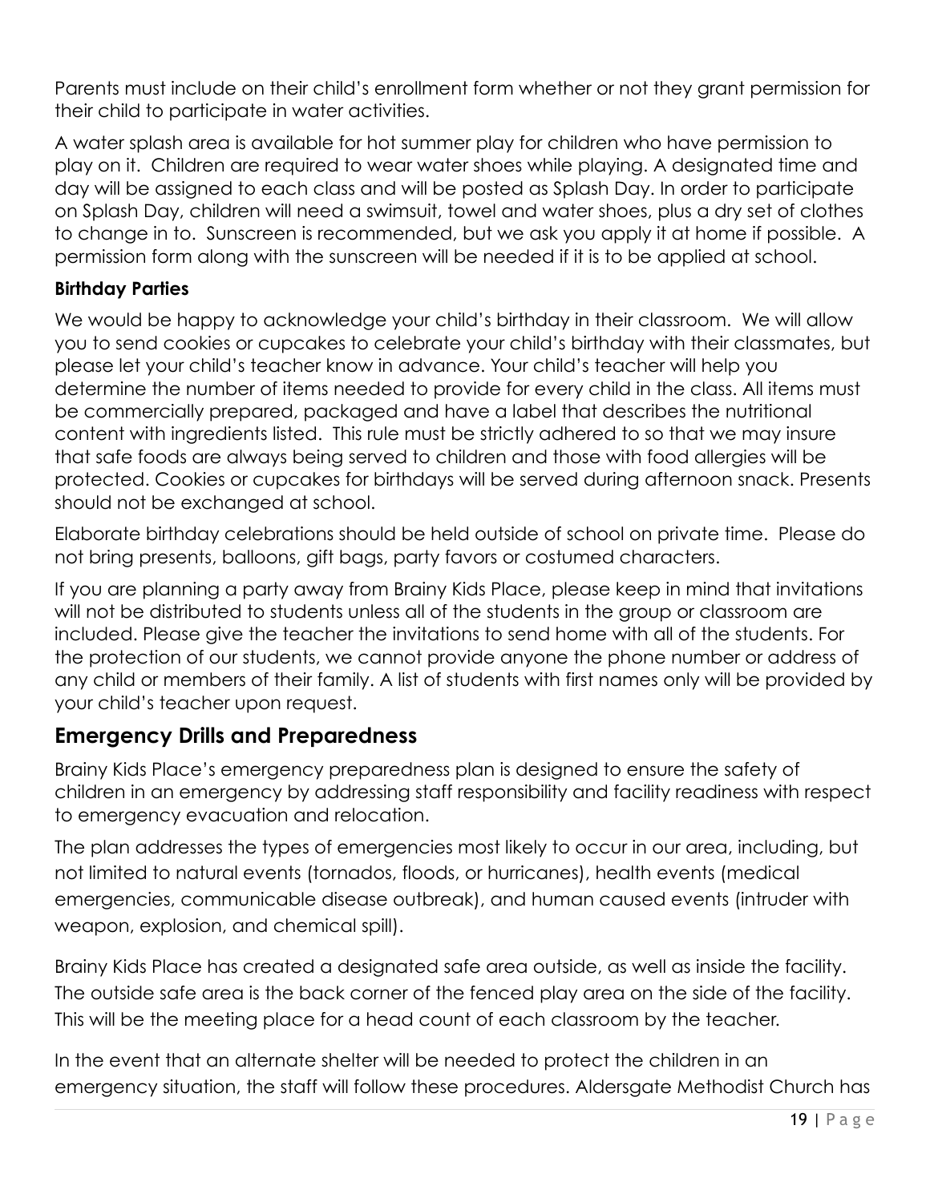Parents must include on their child's enrollment form whether or not they grant permission for their child to participate in water activities.

A water splash area is available for hot summer play for children who have permission to play on it. Children are required to wear water shoes while playing. A designated time and day will be assigned to each class and will be posted as Splash Day. In order to participate on Splash Day, children will need a swimsuit, towel and water shoes, plus a dry set of clothes to change in to. Sunscreen is recommended, but we ask you apply it at home if possible. A permission form along with the sunscreen will be needed if it is to be applied at school.

### Birthday Parties

We would be happy to acknowledge your child's birthday in their classroom. We will allow you to send cookies or cupcakes to celebrate your child's birthday with their classmates, but please let your child's teacher know in advance. Your child's teacher will help you determine the number of items needed to provide for every child in the class. All items must be commercially prepared, packaged and have a label that describes the nutritional content with ingredients listed. This rule must be strictly adhered to so that we may insure that safe foods are always being served to children and those with food allergies will be protected. Cookies or cupcakes for birthdays will be served during afternoon snack. Presents should not be exchanged at school.

Elaborate birthday celebrations should be held outside of school on private time. Please do not bring presents, balloons, gift bags, party favors or costumed characters.

If you are planning a party away from Brainy Kids Place, please keep in mind that invitations will not be distributed to students unless all of the students in the group or classroom are included. Please give the teacher the invitations to send home with all of the students. For the protection of our students, we cannot provide anyone the phone number or address of any child or members of their family. A list of students with first names only will be provided by your child's teacher upon request.

## Emergency Drills and Preparedness

Brainy Kids Place's emergency preparedness plan is designed to ensure the safety of children in an emergency by addressing staff responsibility and facility readiness with respect to emergency evacuation and relocation.

The plan addresses the types of emergencies most likely to occur in our area, including, but not limited to natural events (tornados, floods, or hurricanes), health events (medical emergencies, communicable disease outbreak), and human caused events (intruder with weapon, explosion, and chemical spill).

Brainy Kids Place has created a designated safe area outside, as well as inside the facility. The outside safe area is the back corner of the fenced play area on the side of the facility. This will be the meeting place for a head count of each classroom by the teacher.

In the event that an alternate shelter will be needed to protect the children in an emergency situation, the staff will follow these procedures. Aldersgate Methodist Church has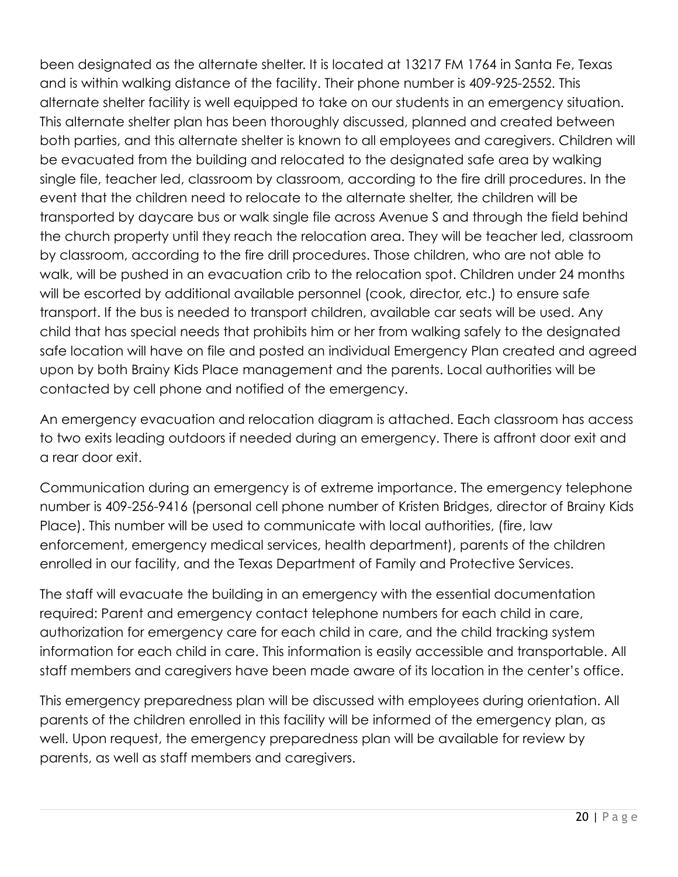been designated as the alternate shelter. It is located at 13217 FM 1764 in Santa Fe, Texas and is within walking distance of the facility. Their phone number is 409-925-2552. This alternate shelter facility is well equipped to take on our students in an emergency situation. This alternate shelter plan has been thoroughly discussed, planned and created between both parties, and this alternate shelter is known to all employees and caregivers. Children will be evacuated from the building and relocated to the designated safe area by walking single file, teacher led, classroom by classroom, according to the fire drill procedures. In the event that the children need to relocate to the alternate shelter, the children will be transported by daycare bus or walk single file across Avenue S and through the field behind the church property until they reach the relocation area. They will be teacher led, classroom by classroom, according to the fire drill procedures. Those children, who are not able to walk, will be pushed in an evacuation crib to the relocation spot. Children under 24 months will be escorted by additional available personnel (cook, director, etc.) to ensure safe transport. If the bus is needed to transport children, available car seats will be used. Any child that has special needs that prohibits him or her from walking safely to the designated safe location will have on file and posted an individual Emergency Plan created and agreed upon by both Brainy Kids Place management and the parents. Local authorities will be contacted by cell phone and notified of the emergency.

An emergency evacuation and relocation diagram is attached. Each classroom has access to two exits leading outdoors if needed during an emergency. There is affront door exit and a rear door exit.

Communication during an emergency is of extreme importance. The emergency telephone number is 409-256-9416 (personal cell phone number of Kristen Bridges, director of Brainy Kids Place). This number will be used to communicate with local authorities, (fire, law enforcement, emergency medical services, health department), parents of the children enrolled in our facility, and the Texas Department of Family and Protective Services.

The staff will evacuate the building in an emergency with the essential documentation required: Parent and emergency contact telephone numbers for each child in care, authorization for emergency care for each child in care, and the child tracking system information for each child in care. This information is easily accessible and transportable. All staff members and caregivers have been made aware of its location in the center's office.

This emergency preparedness plan will be discussed with employees during orientation. All parents of the children enrolled in this facility will be informed of the emergency plan, as well. Upon request, the emergency preparedness plan will be available for review by parents, as well as staff members and caregivers.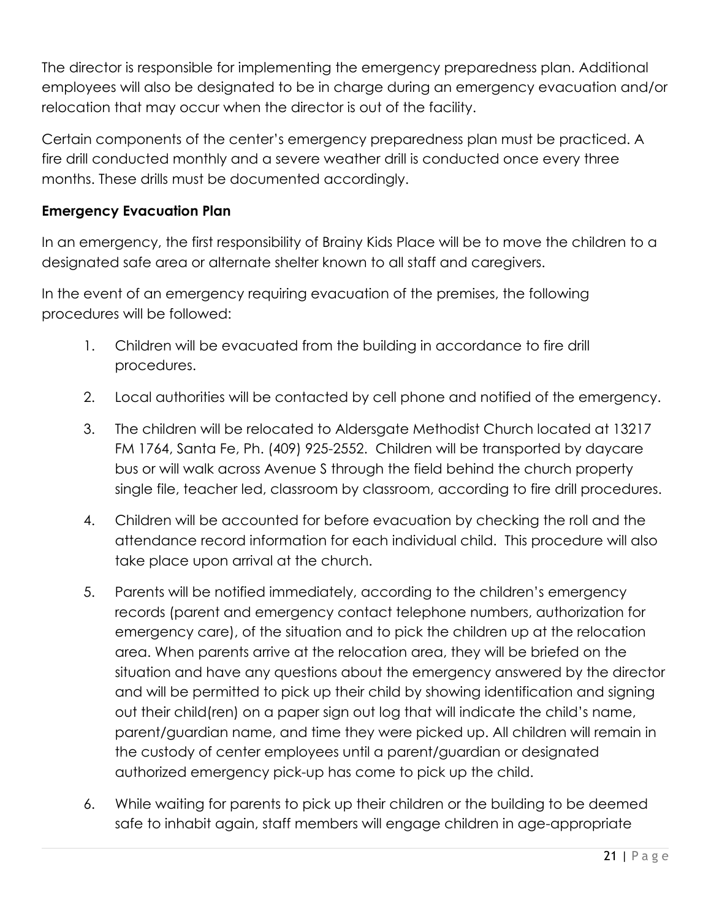The director is responsible for implementing the emergency preparedness plan. Additional employees will also be designated to be in charge during an emergency evacuation and/or relocation that may occur when the director is out of the facility.

Certain components of the center's emergency preparedness plan must be practiced. A fire drill conducted monthly and a severe weather drill is conducted once every three months. These drills must be documented accordingly.

**Emergency Evacuation Plan**

In an emergency, the first responsibility of Brainy Kids Place will be to move the children to a designated safe area or alternate shelter known to all staff and caregivers.

In the event of an emergency requiring evacuation of the premises, the following procedures will be followed:

1. Children will be evacuated from the building in accordance to fire drill procedures.
2. Local authorities will be contacted by cell phone and notified of the emergency.
3. The children will be relocated to Aldersgate Methodist Church located at 13217 FM 1764, Santa Fe, Ph. (409) 925-2552. Children will be transported by daycare bus or will walk across Avenue S through the field behind the church property single file, teacher led, classroom by classroom, according to fire drill procedures.
4. Children will be accounted for before evacuation by checking the roll and the attendance record information for each individual child. This procedure will also take place upon arrival at the church.
5. Parents will be notified immediately, according to the children's emergency records (parent and emergency contact telephone numbers, authorization for emergency care), of the situation and to pick the children up at the relocation area. When parents arrive at the relocation area, they will be briefed on the situation and have any questions about the emergency answered by the director and will be permitted to pick up their child by showing identification and signing out their child(ren) on a paper sign out log that will indicate the child's name, parent/guardian name, and time they were picked up. All children will remain in the custody of center employees until a parent/guardian or designated authorized emergency pick-up has come to pick up the child.
6. While waiting for parents to pick up their children or the building to be deemed safe to inhabit again, staff members will engage children in age-appropriate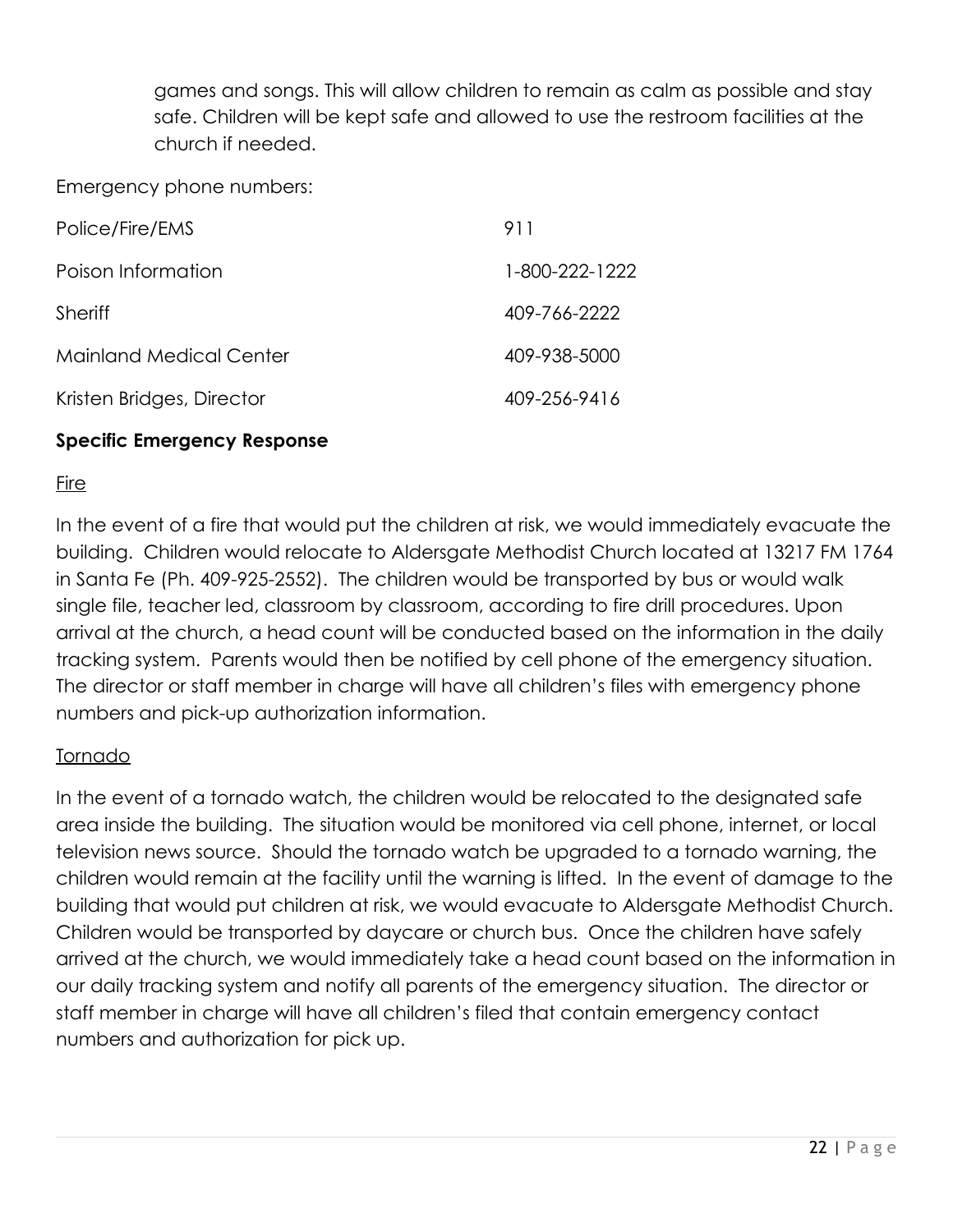games and songs. This will allow children to remain as calm as possible and stay safe. Children will be kept safe and allowed to use the restroom facilities at the church if needed.

Emergency phone numbers:

| | |
|---|---|
| Police/Fire/EMS | 911 |
| Poison Information | 1-800-222-1222 |
| Sheriff | 409-766-2222 |
| Mainland Medical Center | 409-938-5000 |
| Kristen Bridges, Director | 409-256-9416 |

**Specific Emergency Response**

Fire

In the event of a fire that would put the children at risk, we would immediately evacuate the building. Children would relocate to Aldersgate Methodist Church located at 13217 FM 1764 in Santa Fe (Ph. 409-925-2552). The children would be transported by bus or would walk single file, teacher led, classroom by classroom, according to fire drill procedures. Upon arrival at the church, a head count will be conducted based on the information in the daily tracking system. Parents would then be notified by cell phone of the emergency situation. The director or staff member in charge will have all children's files with emergency phone numbers and pick-up authorization information.

Tornado

In the event of a tornado watch, the children would be relocated to the designated safe area inside the building. The situation would be monitored via cell phone, internet, or local television news source. Should the tornado watch be upgraded to a tornado warning, the children would remain at the facility until the warning is lifted. In the event of damage to the building that would put children at risk, we would evacuate to Aldersgate Methodist Church. Children would be transported by daycare or church bus. Once the children have safely arrived at the church, we would immediately take a head count based on the information in our daily tracking system and notify all parents of the emergency situation. The director or staff member in charge will have all children's filed that contain emergency contact numbers and authorization for pick up.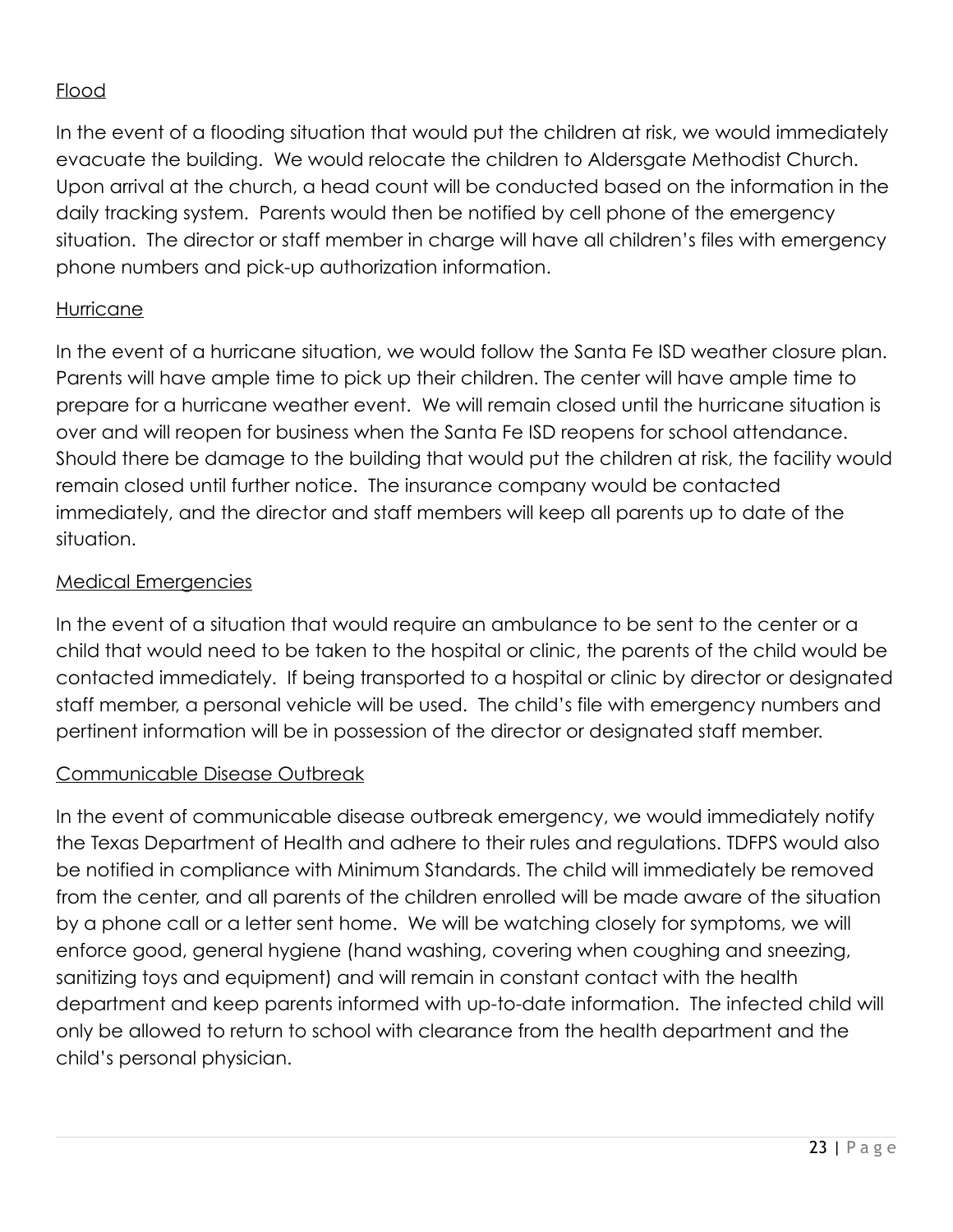<u>Flood</u>

In the event of a flooding situation that would put the children at risk, we would immediately evacuate the building. We would relocate the children to Aldersgate Methodist Church. Upon arrival at the church, a head count will be conducted based on the information in the daily tracking system. Parents would then be notified by cell phone of the emergency situation. The director or staff member in charge will have all children's files with emergency phone numbers and pick-up authorization information.

<u>Hurricane</u>

In the event of a hurricane situation, we would follow the Santa Fe ISD weather closure plan. Parents will have ample time to pick up their children. The center will have ample time to prepare for a hurricane weather event. We will remain closed until the hurricane situation is over and will reopen for business when the Santa Fe ISD reopens for school attendance. Should there be damage to the building that would put the children at risk, the facility would remain closed until further notice. The insurance company would be contacted immediately, and the director and staff members will keep all parents up to date of the situation.

<u>Medical Emergencies</u>

In the event of a situation that would require an ambulance to be sent to the center or a child that would need to be taken to the hospital or clinic, the parents of the child would be contacted immediately. If being transported to a hospital or clinic by director or designated staff member, a personal vehicle will be used. The child's file with emergency numbers and pertinent information will be in possession of the director or designated staff member.

<u>Communicable Disease Outbreak</u>

In the event of communicable disease outbreak emergency, we would immediately notify the Texas Department of Health and adhere to their rules and regulations. TDFPS would also be notified in compliance with Minimum Standards. The child will immediately be removed from the center, and all parents of the children enrolled will be made aware of the situation by a phone call or a letter sent home. We will be watching closely for symptoms, we will enforce good, general hygiene (hand washing, covering when coughing and sneezing, sanitizing toys and equipment) and will remain in constant contact with the health department and keep parents informed with up-to-date information. The infected child will only be allowed to return to school with clearance from the health department and the child's personal physician.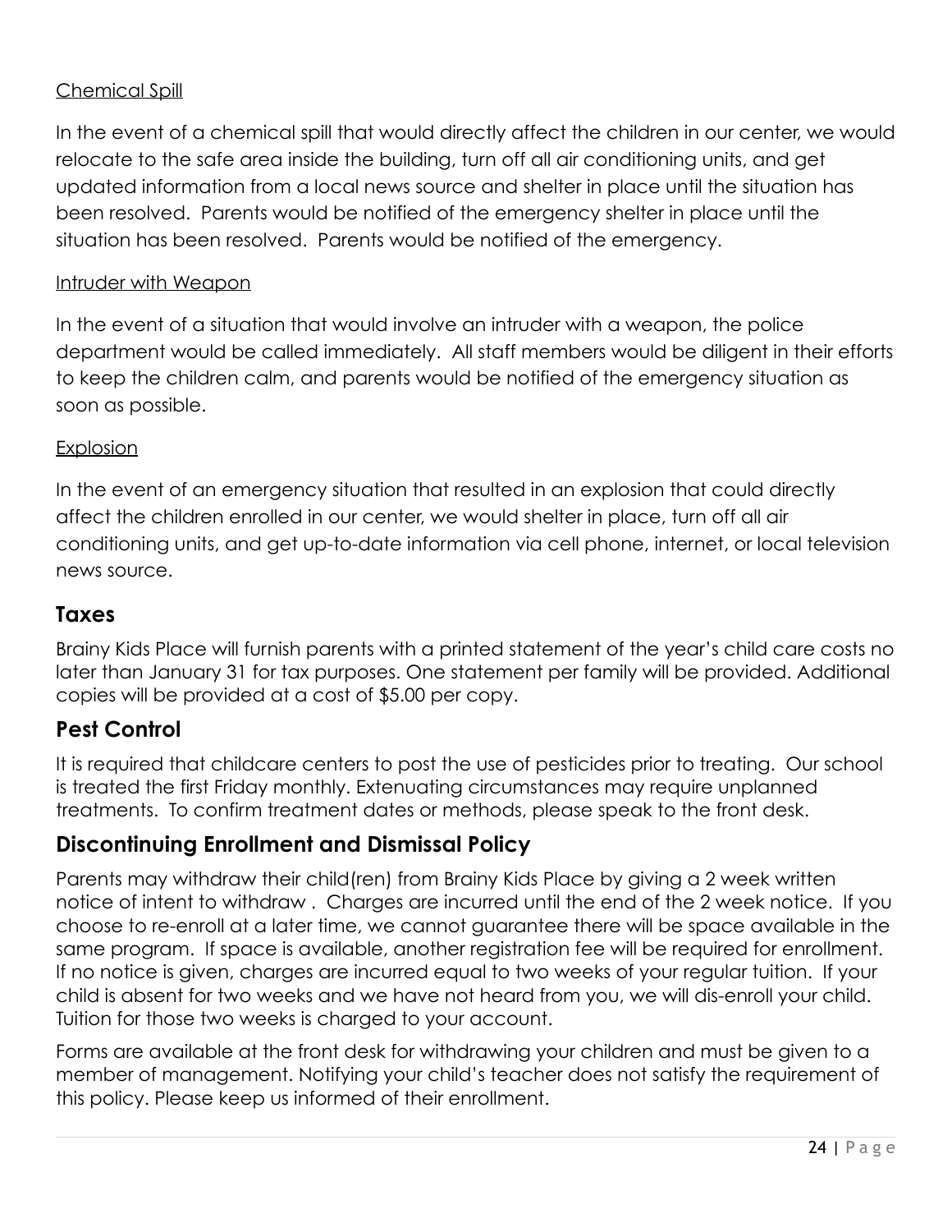Chemical Spill

In the event of a chemical spill that would directly affect the children in our center, we would relocate to the safe area inside the building, turn off all air conditioning units, and get updated information from a local news source and shelter in place until the situation has been resolved. Parents would be notified of the emergency shelter in place until the situation has been resolved. Parents would be notified of the emergency.

Intruder with Weapon

In the event of a situation that would involve an intruder with a weapon, the police department would be called immediately. All staff members would be diligent in their efforts to keep the children calm, and parents would be notified of the emergency situation as soon as possible.

Explosion

In the event of an emergency situation that resulted in an explosion that could directly affect the children enrolled in our center, we would shelter in place, turn off all air conditioning units, and get up-to-date information via cell phone, internet, or local television news source.

## Taxes

Brainy Kids Place will furnish parents with a printed statement of the year's child care costs no later than January 31 for tax purposes. One statement per family will be provided. Additional copies will be provided at a cost of $5.00 per copy.

## Pest Control

It is required that childcare centers to post the use of pesticides prior to treating. Our school is treated the first Friday monthly. Extenuating circumstances may require unplanned treatments. To confirm treatment dates or methods, please speak to the front desk.

## Discontinuing Enrollment and Dismissal Policy

Parents may withdraw their child(ren) from Brainy Kids Place by giving a 2 week written notice of intent to withdraw . Charges are incurred until the end of the 2 week notice. If you choose to re-enroll at a later time, we cannot guarantee there will be space available in the same program. If space is available, another registration fee will be required for enrollment. If no notice is given, charges are incurred equal to two weeks of your regular tuition. If your child is absent for two weeks and we have not heard from you, we will dis-enroll your child. Tuition for those two weeks is charged to your account.

Forms are available at the front desk for withdrawing your children and must be given to a member of management. Notifying your child's teacher does not satisfy the requirement of this policy. Please keep us informed of their enrollment.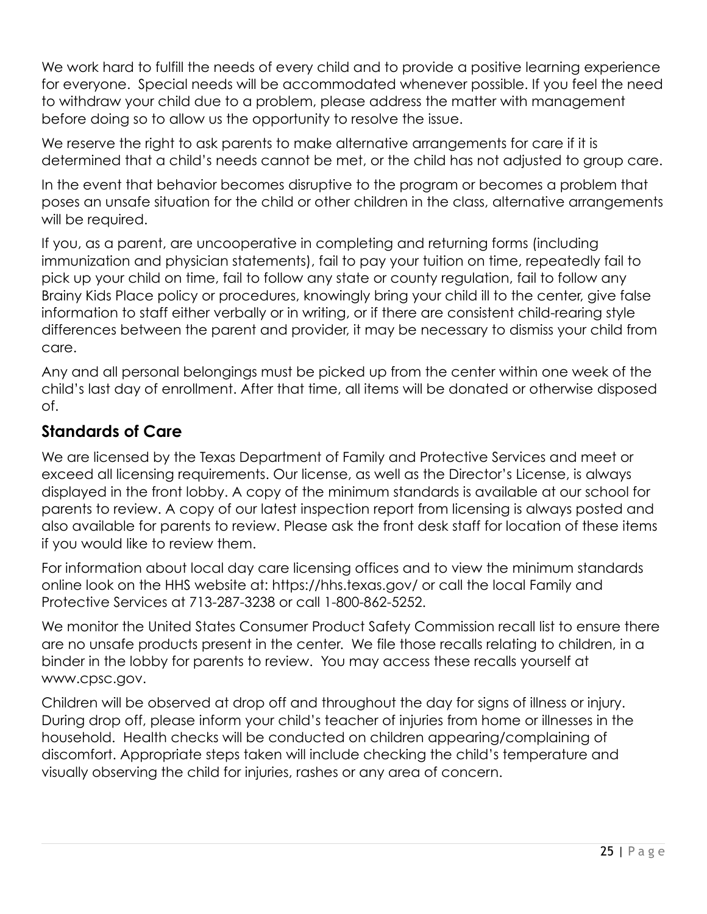We work hard to fulfill the needs of every child and to provide a positive learning experience for everyone. Special needs will be accommodated whenever possible. If you feel the need to withdraw your child due to a problem, please address the matter with management before doing so to allow us the opportunity to resolve the issue.

We reserve the right to ask parents to make alternative arrangements for care if it is determined that a child's needs cannot be met, or the child has not adjusted to group care.

In the event that behavior becomes disruptive to the program or becomes a problem that poses an unsafe situation for the child or other children in the class, alternative arrangements will be required.

If you, as a parent, are uncooperative in completing and returning forms (including immunization and physician statements), fail to pay your tuition on time, repeatedly fail to pick up your child on time, fail to follow any state or county regulation, fail to follow any Brainy Kids Place policy or procedures, knowingly bring your child ill to the center, give false information to staff either verbally or in writing, or if there are consistent child-rearing style differences between the parent and provider, it may be necessary to dismiss your child from care.

Any and all personal belongings must be picked up from the center within one week of the child's last day of enrollment. After that time, all items will be donated or otherwise disposed of.

## Standards of Care

We are licensed by the Texas Department of Family and Protective Services and meet or exceed all licensing requirements. Our license, as well as the Director's License, is always displayed in the front lobby. A copy of the minimum standards is available at our school for parents to review. A copy of our latest inspection report from licensing is always posted and also available for parents to review. Please ask the front desk staff for location of these items if you would like to review them.

For information about local day care licensing offices and to view the minimum standards online look on the HHS website at: https://hhs.texas.gov/ or call the local Family and Protective Services at 713-287-3238 or call 1-800-862-5252.

We monitor the United States Consumer Product Safety Commission recall list to ensure there are no unsafe products present in the center. We file those recalls relating to children, in a binder in the lobby for parents to review. You may access these recalls yourself at www.cpsc.gov.

Children will be observed at drop off and throughout the day for signs of illness or injury. During drop off, please inform your child's teacher of injuries from home or illnesses in the household. Health checks will be conducted on children appearing/complaining of discomfort. Appropriate steps taken will include checking the child's temperature and visually observing the child for injuries, rashes or any area of concern.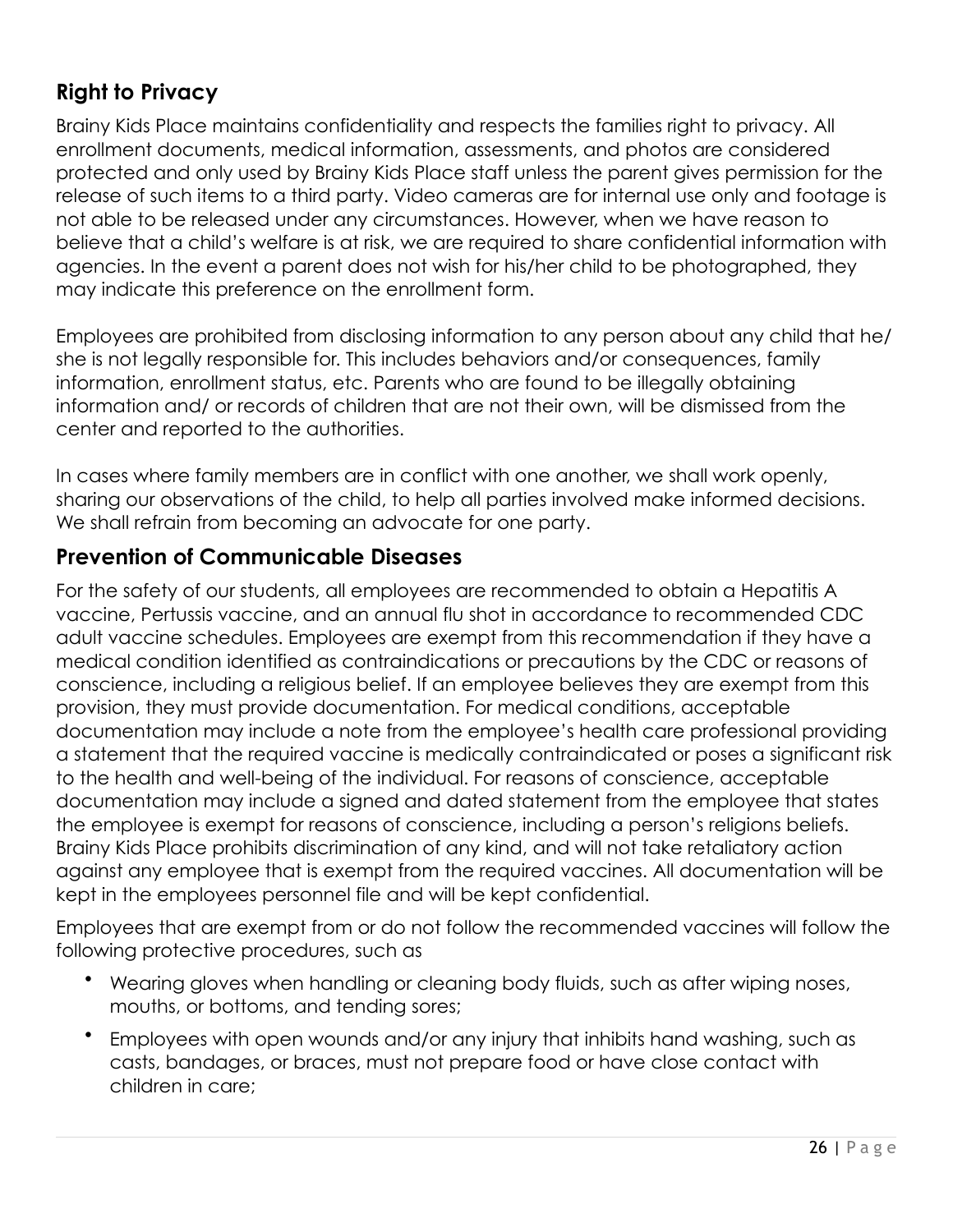## Right to Privacy

Brainy Kids Place maintains confidentiality and respects the families right to privacy. All enrollment documents, medical information, assessments, and photos are considered protected and only used by Brainy Kids Place staff unless the parent gives permission for the release of such items to a third party. Video cameras are for internal use only and footage is not able to be released under any circumstances. However, when we have reason to believe that a child's welfare is at risk, we are required to share confidential information with agencies. In the event a parent does not wish for his/her child to be photographed, they may indicate this preference on the enrollment form.

Employees are prohibited from disclosing information to any person about any child that he/ she is not legally responsible for. This includes behaviors and/or consequences, family information, enrollment status, etc. Parents who are found to be illegally obtaining information and/ or records of children that are not their own, will be dismissed from the center and reported to the authorities.

In cases where family members are in conflict with one another, we shall work openly, sharing our observations of the child, to help all parties involved make informed decisions. We shall refrain from becoming an advocate for one party.

## Prevention of Communicable Diseases

For the safety of our students, all employees are recommended to obtain a Hepatitis A vaccine, Pertussis vaccine, and an annual flu shot in accordance to recommended CDC adult vaccine schedules. Employees are exempt from this recommendation if they have a medical condition identified as contraindications or precautions by the CDC or reasons of conscience, including a religious belief. If an employee believes they are exempt from this provision, they must provide documentation. For medical conditions, acceptable documentation may include a note from the employee's health care professional providing a statement that the required vaccine is medically contraindicated or poses a significant risk to the health and well-being of the individual. For reasons of conscience, acceptable documentation may include a signed and dated statement from the employee that states the employee is exempt for reasons of conscience, including a person's religions beliefs. Brainy Kids Place prohibits discrimination of any kind, and will not take retaliatory action against any employee that is exempt from the required vaccines. All documentation will be kept in the employees personnel file and will be kept confidential.

Employees that are exempt from or do not follow the recommended vaccines will follow the following protective procedures, such as

- Wearing gloves when handling or cleaning body fluids, such as after wiping noses, mouths, or bottoms, and tending sores;
- Employees with open wounds and/or any injury that inhibits hand washing, such as casts, bandages, or braces, must not prepare food or have close contact with children in care;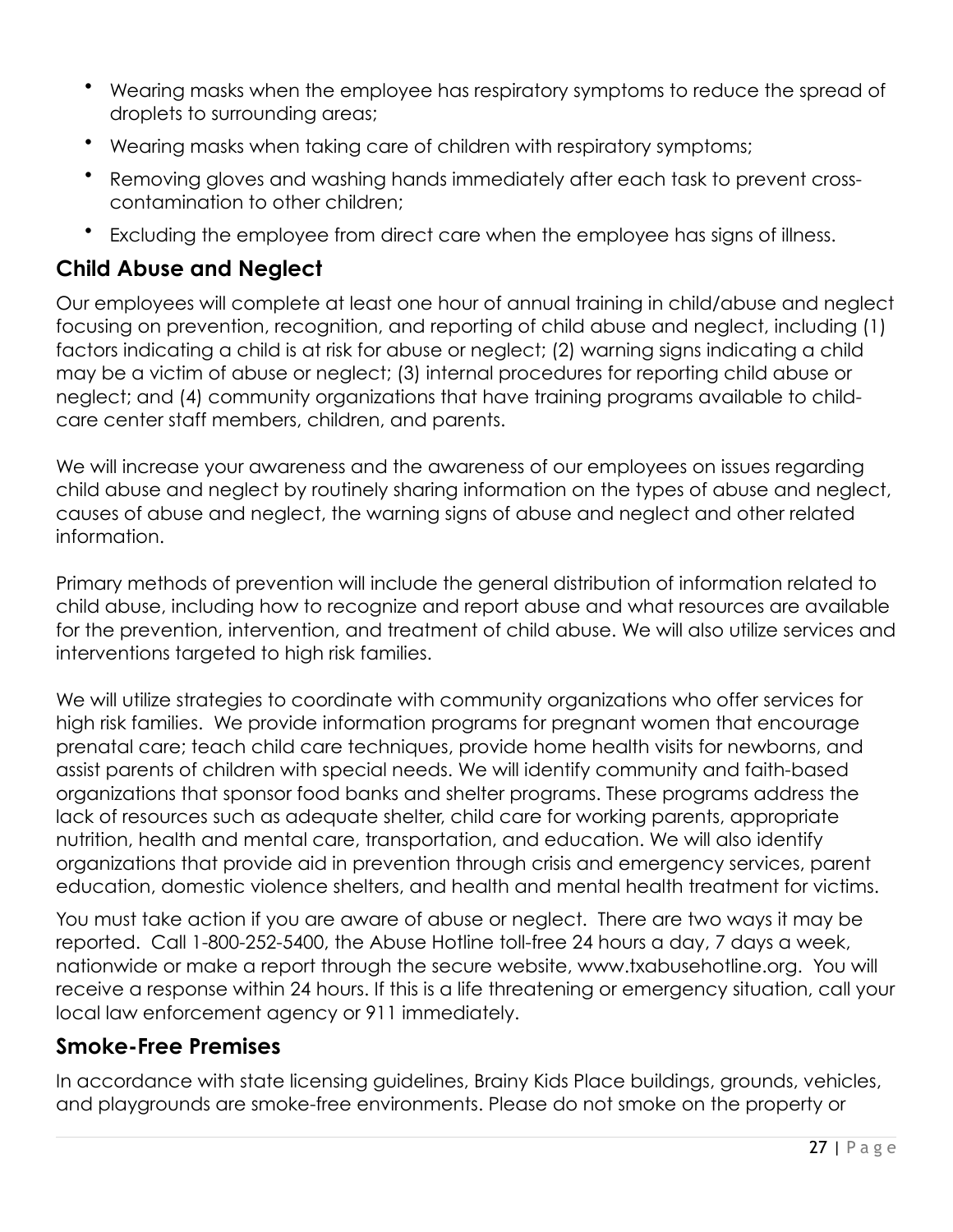- Wearing masks when the employee has respiratory symptoms to reduce the spread of droplets to surrounding areas;
- Wearing masks when taking care of children with respiratory symptoms;
- Removing gloves and washing hands immediately after each task to prevent cross-contamination to other children;
- Excluding the employee from direct care when the employee has signs of illness.

## Child Abuse and Neglect

Our employees will complete at least one hour of annual training in child/abuse and neglect focusing on prevention, recognition, and reporting of child abuse and neglect, including (1) factors indicating a child is at risk for abuse or neglect; (2) warning signs indicating a child may be a victim of abuse or neglect; (3) internal procedures for reporting child abuse or neglect; and (4) community organizations that have training programs available to child-care center staff members, children, and parents.

We will increase your awareness and the awareness of our employees on issues regarding child abuse and neglect by routinely sharing information on the types of abuse and neglect, causes of abuse and neglect, the warning signs of abuse and neglect and other related information.

Primary methods of prevention will include the general distribution of information related to child abuse, including how to recognize and report abuse and what resources are available for the prevention, intervention, and treatment of child abuse. We will also utilize services and interventions targeted to high risk families.

We will utilize strategies to coordinate with community organizations who offer services for high risk families. We provide information programs for pregnant women that encourage prenatal care; teach child care techniques, provide home health visits for newborns, and assist parents of children with special needs. We will identify community and faith-based organizations that sponsor food banks and shelter programs. These programs address the lack of resources such as adequate shelter, child care for working parents, appropriate nutrition, health and mental care, transportation, and education. We will also identify organizations that provide aid in prevention through crisis and emergency services, parent education, domestic violence shelters, and health and mental health treatment for victims.

You must take action if you are aware of abuse or neglect. There are two ways it may be reported. Call 1-800-252-5400, the Abuse Hotline toll-free 24 hours a day, 7 days a week, nationwide or make a report through the secure website, www.txabusehotline.org. You will receive a response within 24 hours. If this is a life threatening or emergency situation, call your local law enforcement agency or 911 immediately.

## Smoke-Free Premises

In accordance with state licensing guidelines, Brainy Kids Place buildings, grounds, vehicles, and playgrounds are smoke-free environments. Please do not smoke on the property or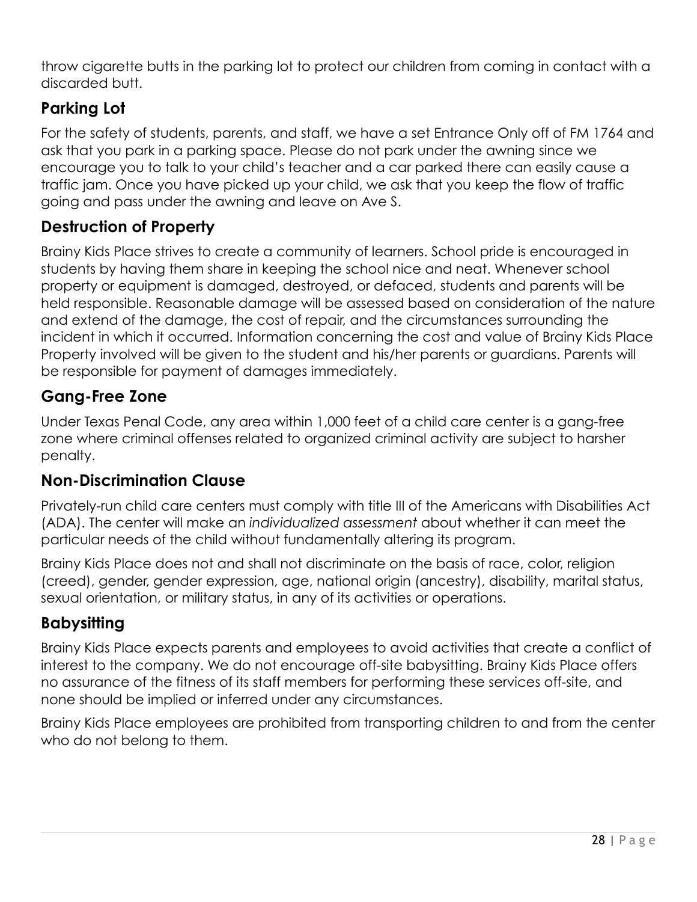throw cigarette butts in the parking lot to protect our children from coming in contact with a discarded butt.

## Parking Lot

For the safety of students, parents, and staff, we have a set Entrance Only off of FM 1764 and ask that you park in a parking space. Please do not park under the awning since we encourage you to talk to your child's teacher and a car parked there can easily cause a traffic jam. Once you have picked up your child, we ask that you keep the flow of traffic going and pass under the awning and leave on Ave S.

## Destruction of Property

Brainy Kids Place strives to create a community of learners. School pride is encouraged in students by having them share in keeping the school nice and neat. Whenever school property or equipment is damaged, destroyed, or defaced, students and parents will be held responsible. Reasonable damage will be assessed based on consideration of the nature and extend of the damage, the cost of repair, and the circumstances surrounding the incident in which it occurred. Information concerning the cost and value of Brainy Kids Place Property involved will be given to the student and his/her parents or guardians. Parents will be responsible for payment of damages immediately.

## Gang-Free Zone

Under Texas Penal Code, any area within 1,000 feet of a child care center is a gang-free zone where criminal offenses related to organized criminal activity are subject to harsher penalty.

## Non-Discrimination Clause

Privately-run child care centers must comply with title III of the Americans with Disabilities Act (ADA). The center will make an *individualized assessment* about whether it can meet the particular needs of the child without fundamentally altering its program.

Brainy Kids Place does not and shall not discriminate on the basis of race, color, religion (creed), gender, gender expression, age, national origin (ancestry), disability, marital status, sexual orientation, or military status, in any of its activities or operations.

## Babysitting

Brainy Kids Place expects parents and employees to avoid activities that create a conflict of interest to the company. We do not encourage off-site babysitting. Brainy Kids Place offers no assurance of the fitness of its staff members for performing these services off-site, and none should be implied or inferred under any circumstances.

Brainy Kids Place employees are prohibited from transporting children to and from the center who do not belong to them.